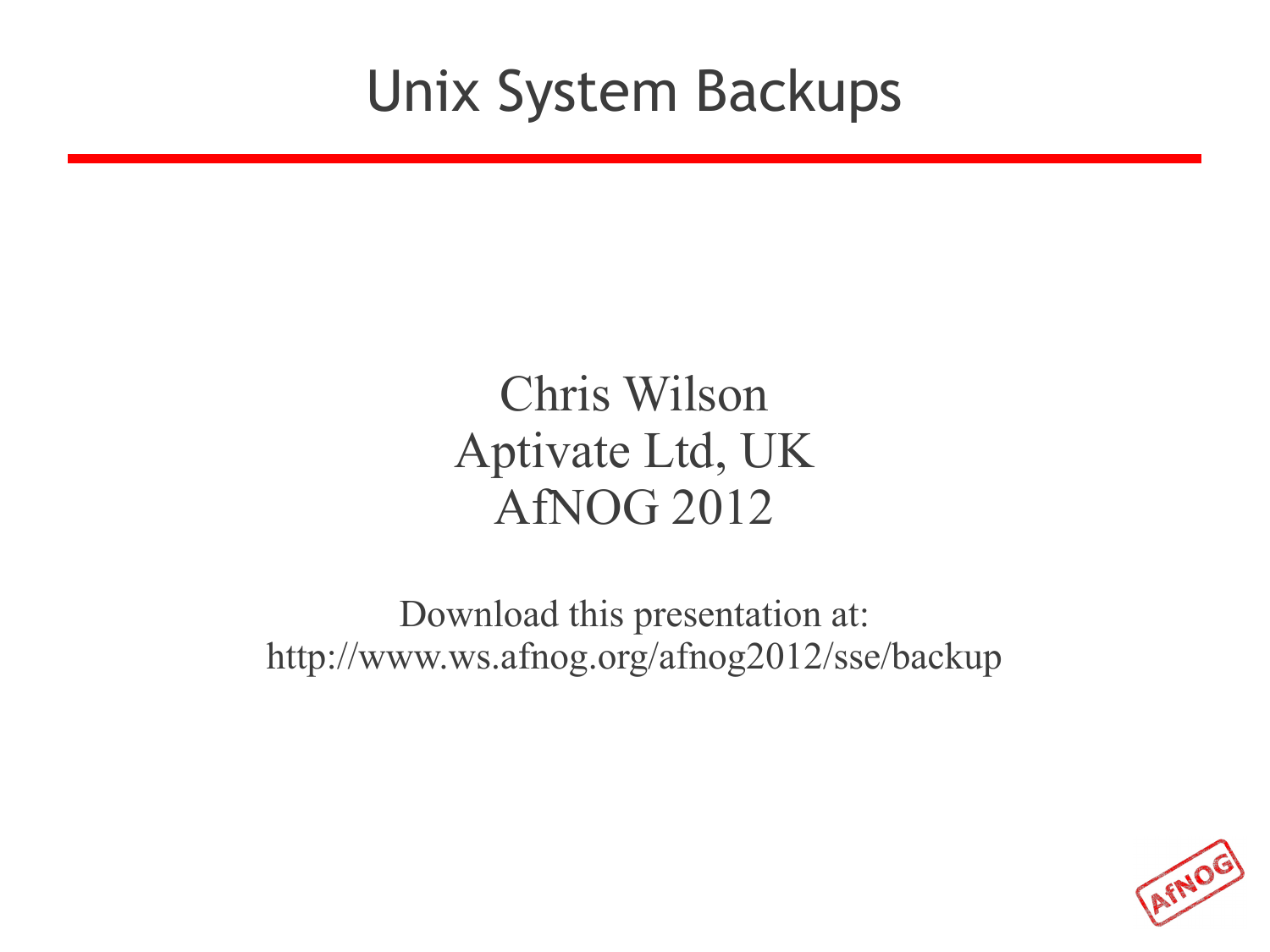# Unix System Backups

Chris Wilson
Aptivate Ltd, UK
AfNOG 2012

Download this presentation at:
http://www.ws.afnog.org/afnog2012/sse/backup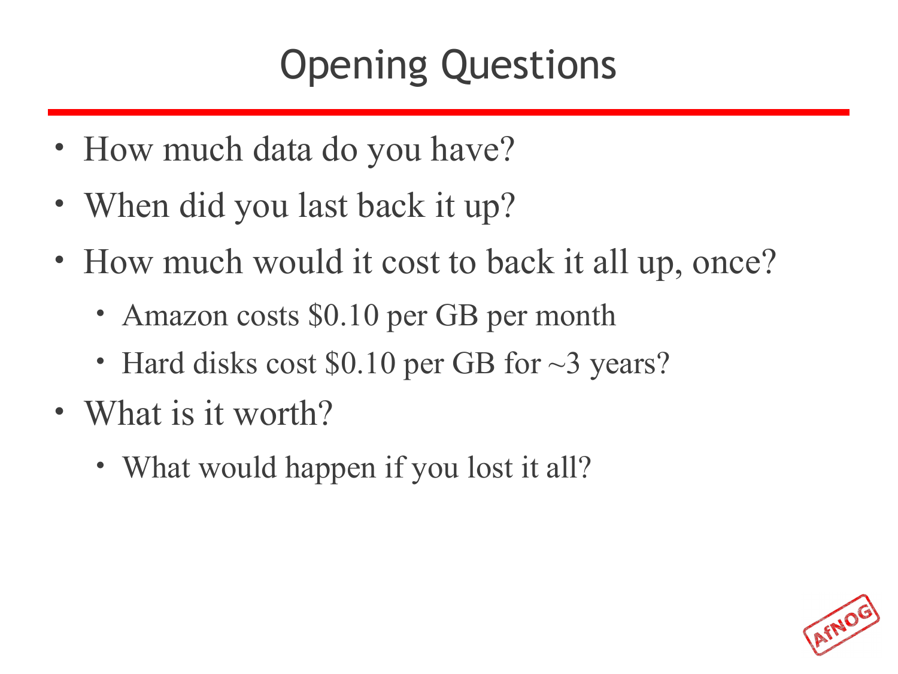# Opening Questions

- How much data do you have?
- When did you last back it up?
- How much would it cost to back it all up, once?
  - Amazon costs $0.10 per GB per month
  - Hard disks cost $0.10 per GB for ~3 years?
- What is it worth?
  - What would happen if you lost it all?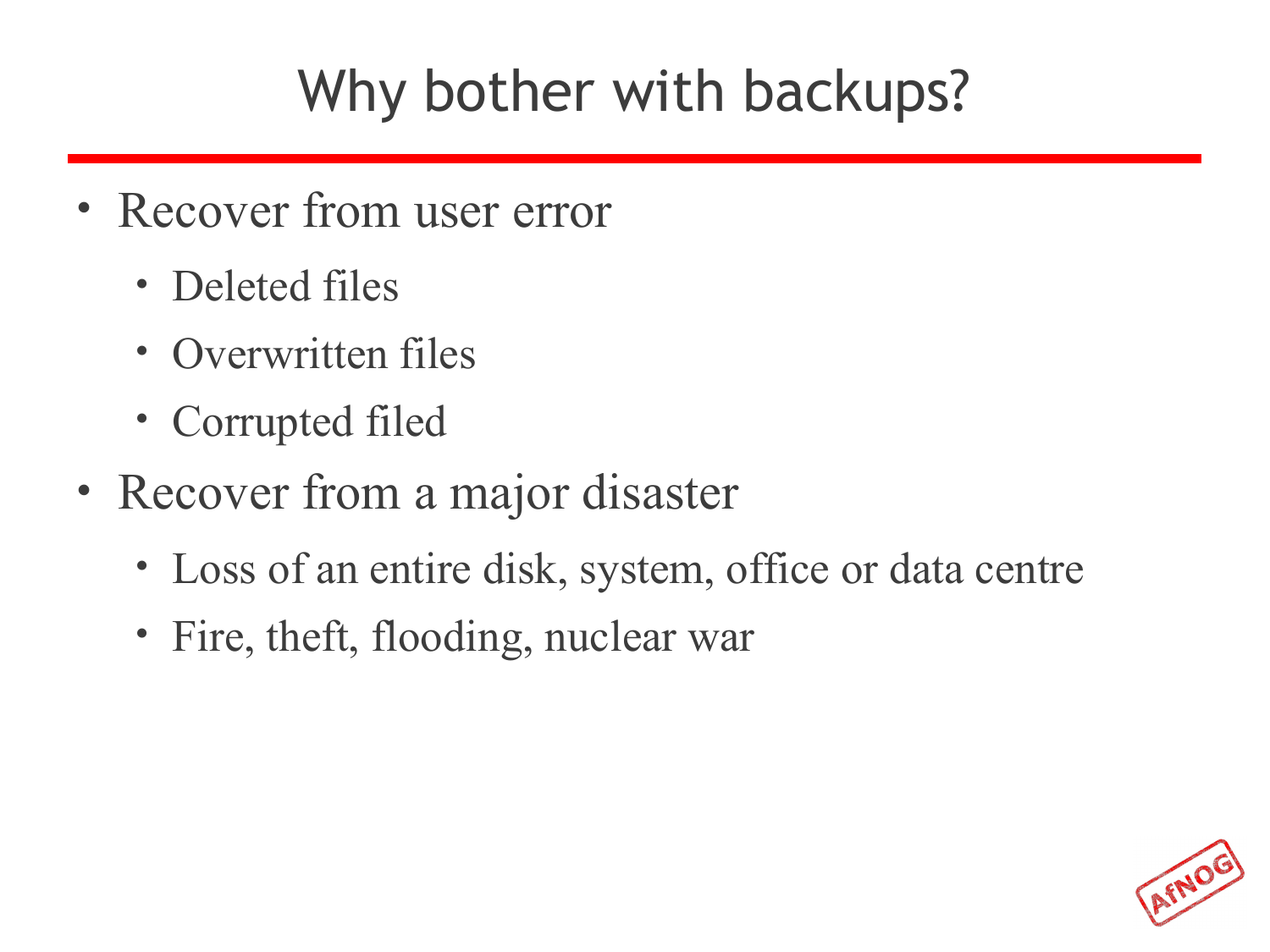# Why bother with backups?

- Recover from user error
  - Deleted files
  - Overwritten files
  - Corrupted filed
- Recover from a major disaster
  - Loss of an entire disk, system, office or data centre
  - Fire, theft, flooding, nuclear war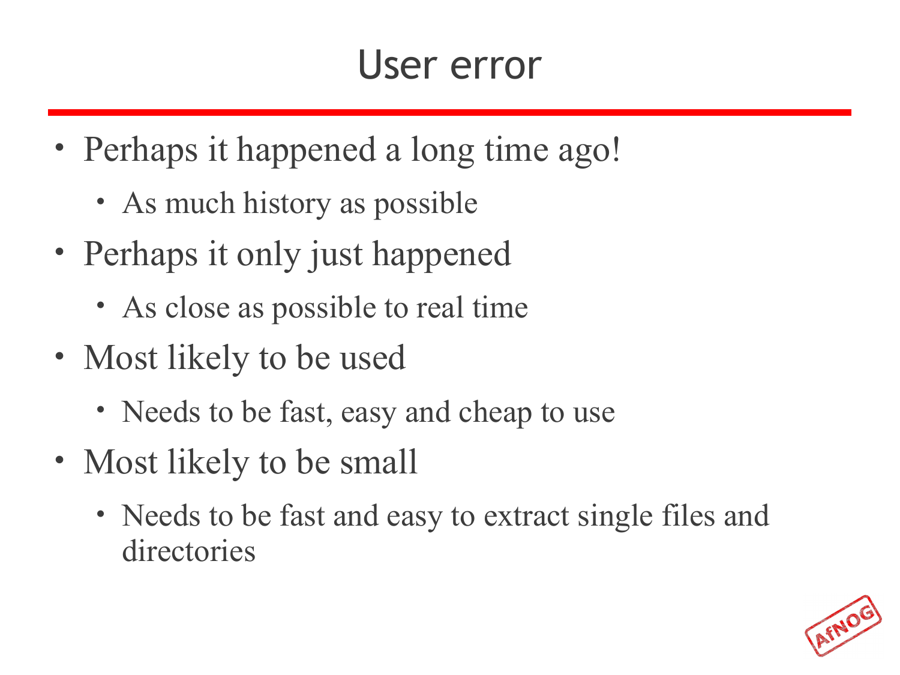# User error

- Perhaps it happened a long time ago!
  - As much history as possible
- Perhaps it only just happened
  - As close as possible to real time
- Most likely to be used
  - Needs to be fast, easy and cheap to use
- Most likely to be small
  - Needs to be fast and easy to extract single files and directories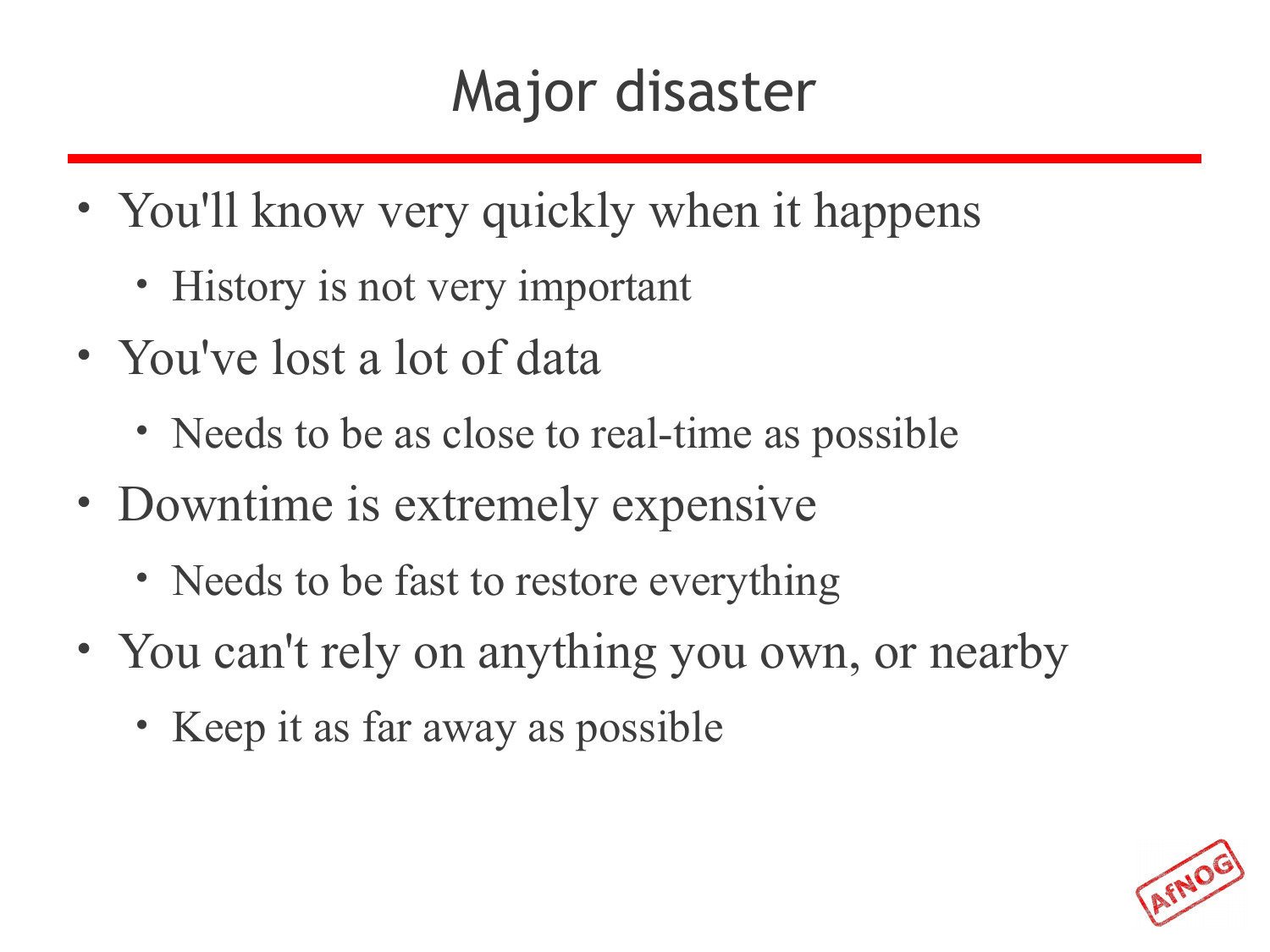# Major disaster

- You'll know very quickly when it happens
  - History is not very important
- You've lost a lot of data
  - Needs to be as close to real-time as possible
- Downtime is extremely expensive
  - Needs to be fast to restore everything
- You can't rely on anything you own, or nearby
  - Keep it as far away as possible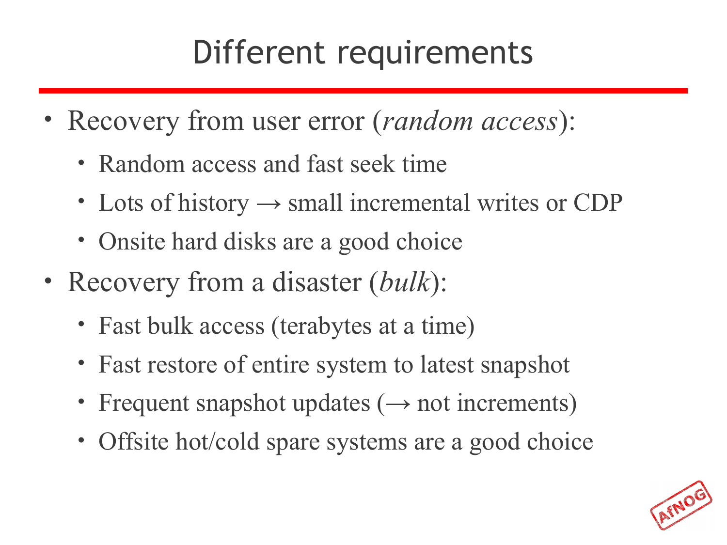# Different requirements

- Recovery from user error (*random access*):
  - Random access and fast seek time
  - Lots of history → small incremental writes or CDP
  - Onsite hard disks are a good choice
- Recovery from a disaster (*bulk*):
  - Fast bulk access (terabytes at a time)
  - Fast restore of entire system to latest snapshot
  - Frequent snapshot updates (→ not increments)
  - Offsite hot/cold spare systems are a good choice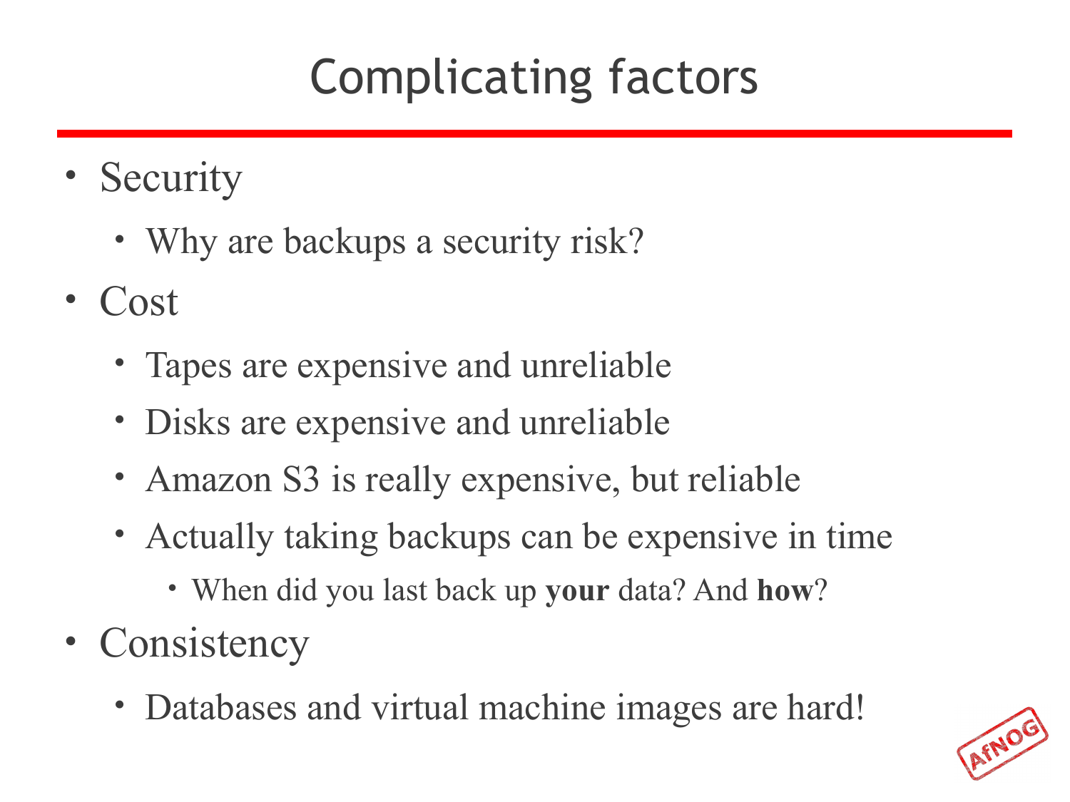# Complicating factors

- Security
  - Why are backups a security risk?
- Cost
  - Tapes are expensive and unreliable
  - Disks are expensive and unreliable
  - Amazon S3 is really expensive, but reliable
  - Actually taking backups can be expensive in time
    - When did you last back up **your** data? And **how**?
- Consistency
  - Databases and virtual machine images are hard!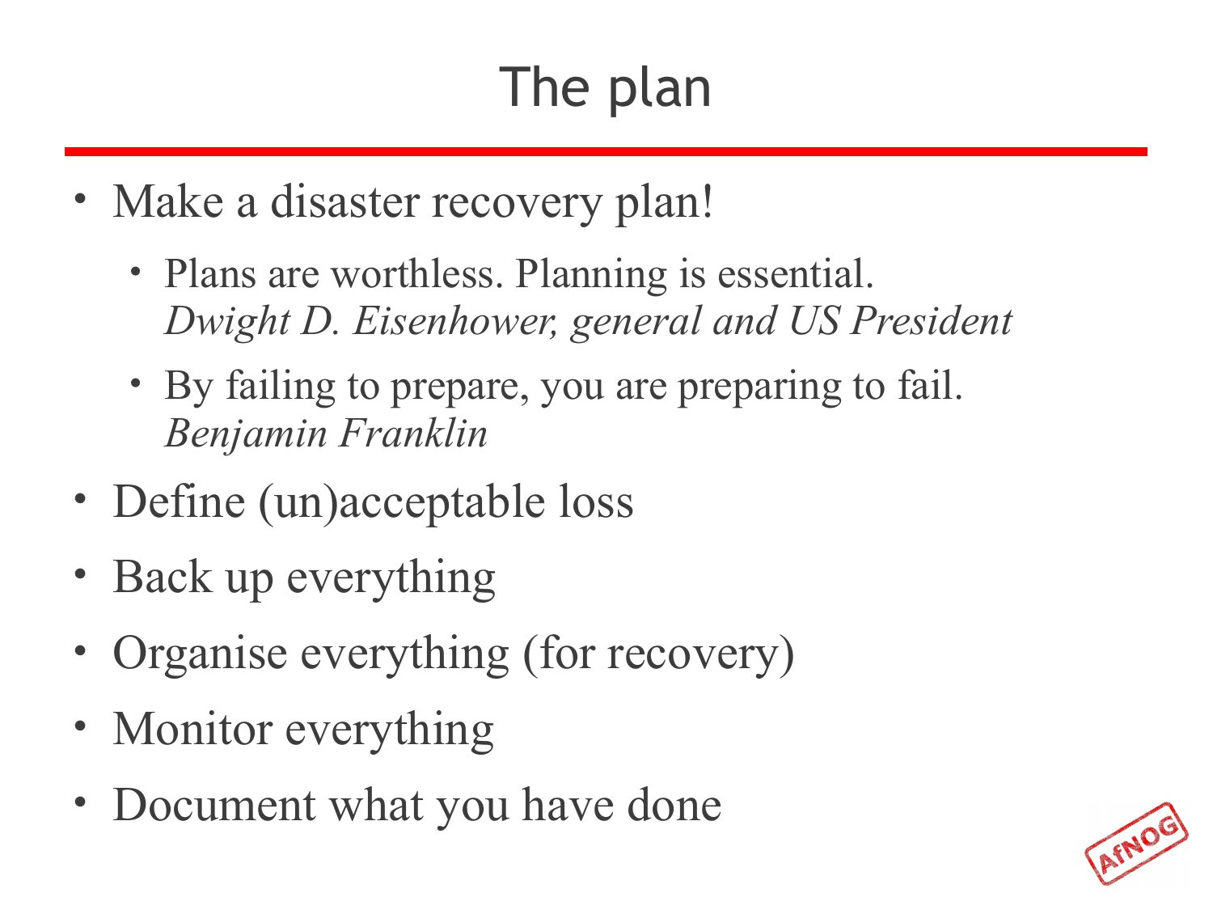# The plan

- Make a disaster recovery plan!
  - Plans are worthless. Planning is essential.
    *Dwight D. Eisenhower, general and US President*
  - By failing to prepare, you are preparing to fail.
    *Benjamin Franklin*
- Define (un)acceptable loss
- Back up everything
- Organise everything (for recovery)
- Monitor everything
- Document what you have done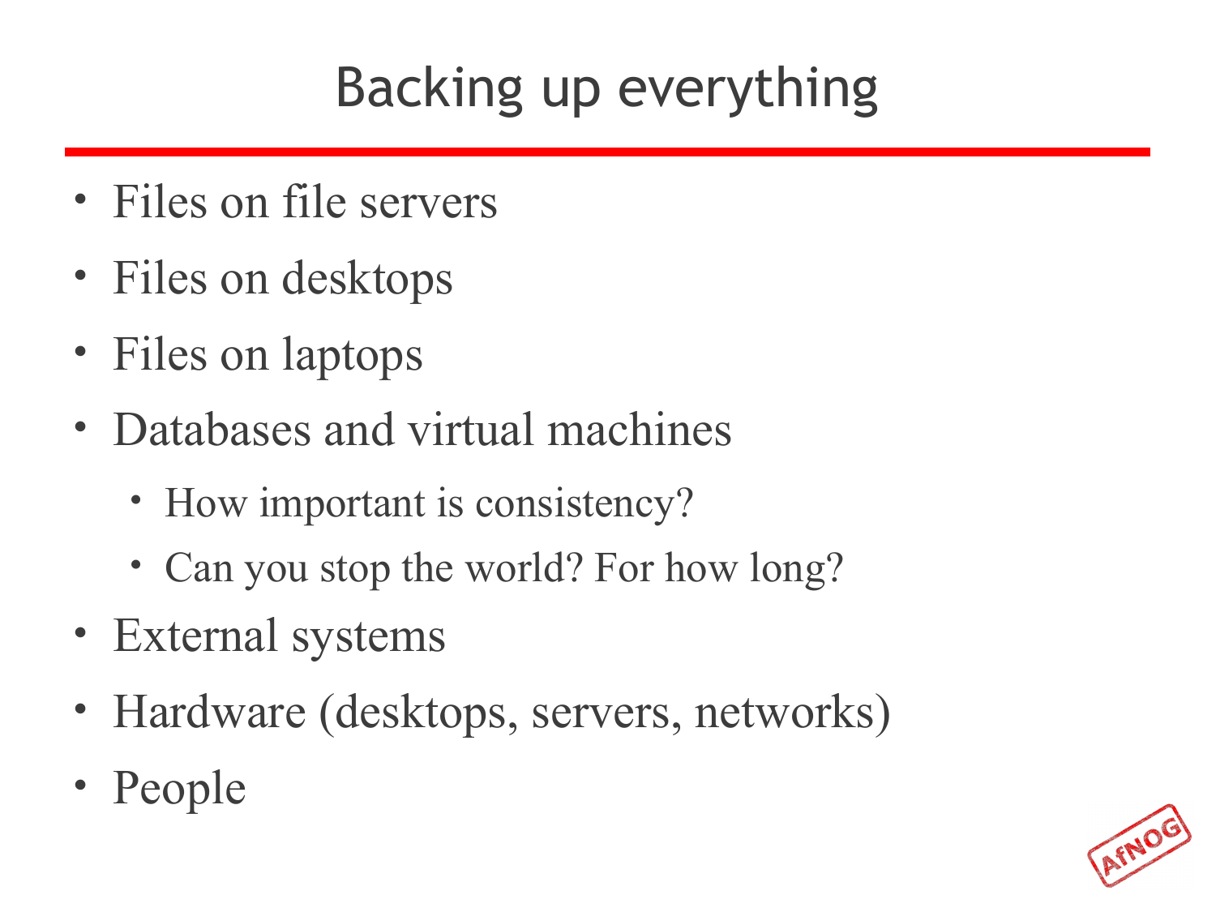# Backing up everything

- Files on file servers
- Files on desktops
- Files on laptops
- Databases and virtual machines
  - How important is consistency?
  - Can you stop the world? For how long?
- External systems
- Hardware (desktops, servers, networks)
- People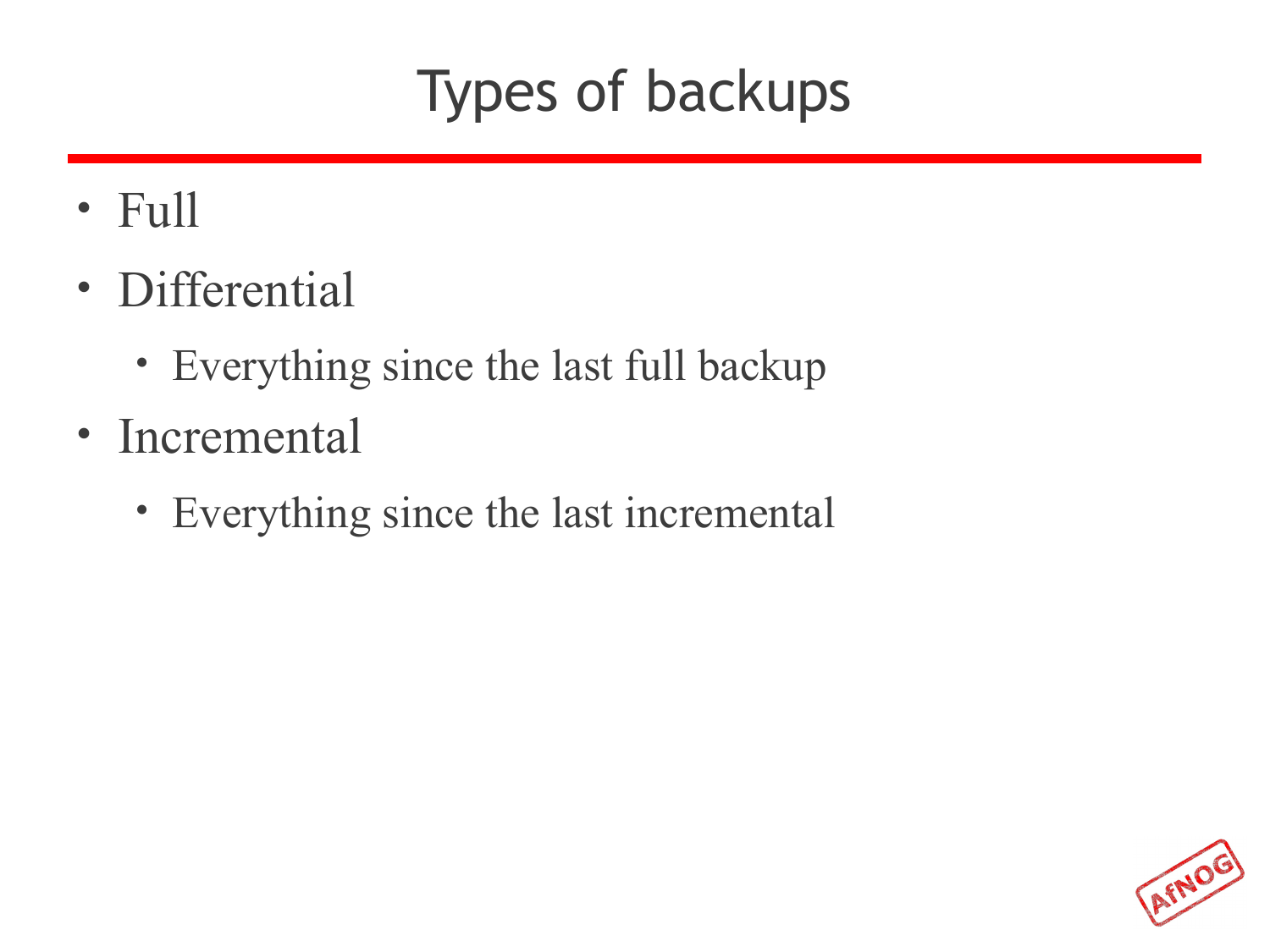# Types of backups

- Full
- Differential
  - Everything since the last full backup
- Incremental
  - Everything since the last incremental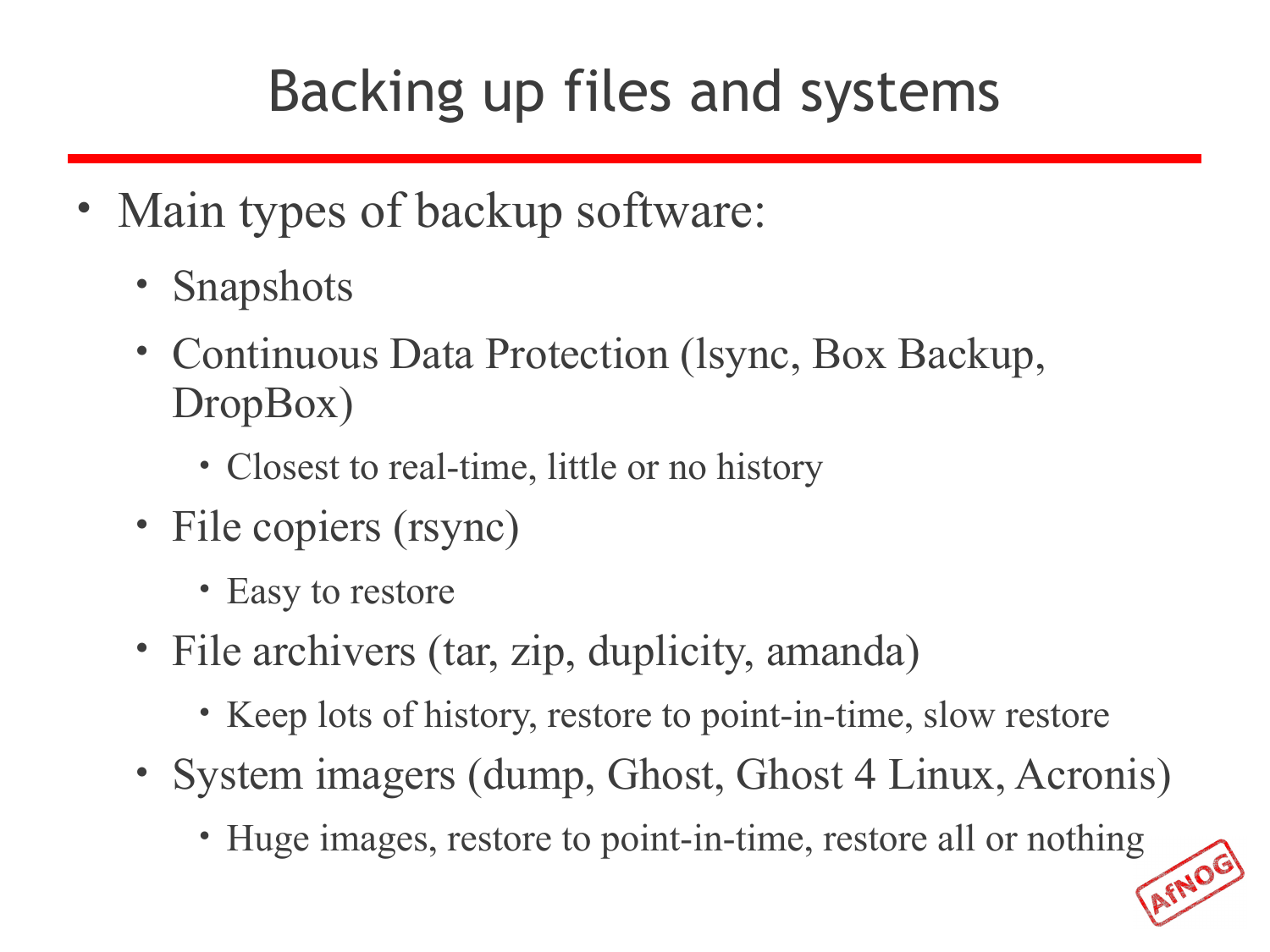# Backing up files and systems

- Main types of backup software:
  - Snapshots
  - Continuous Data Protection (lsync, Box Backup, DropBox)
    - Closest to real-time, little or no history
  - File copiers (rsync)
    - Easy to restore
  - File archivers (tar, zip, duplicity, amanda)
    - Keep lots of history, restore to point-in-time, slow restore
  - System imagers (dump, Ghost, Ghost 4 Linux, Acronis)
    - Huge images, restore to point-in-time, restore all or nothing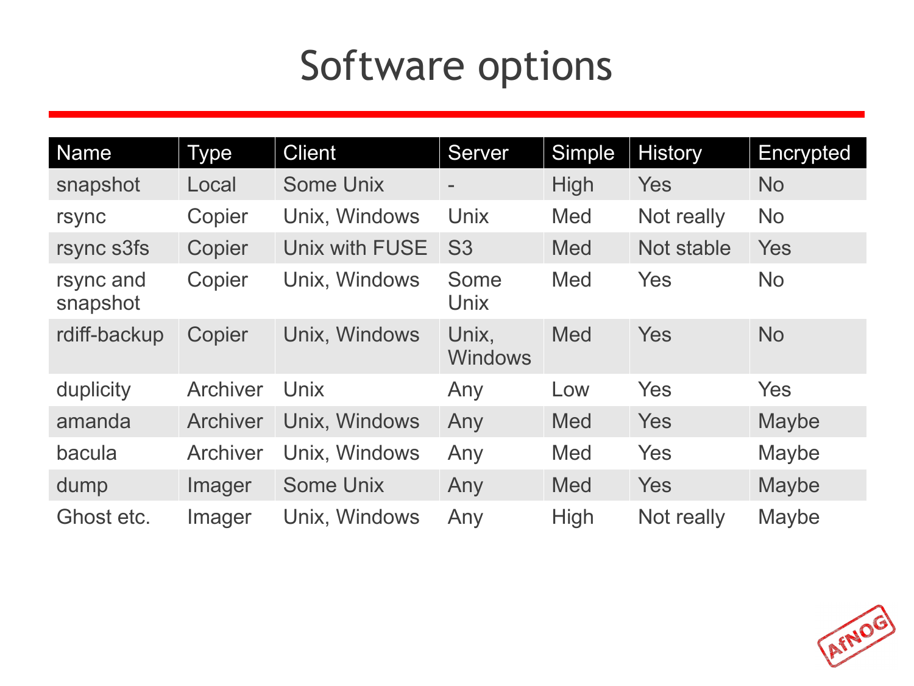# Software options

| Name | Type | Client | Server | Simple | History | Encrypted |
|---|---|---|---|---|---|---|
| snapshot | Local | Some Unix | - | High | Yes | No |
| rsync | Copier | Unix, Windows | Unix | Med | Not really | No |
| rsync s3fs | Copier | Unix with FUSE | S3 | Med | Not stable | Yes |
| rsync and snapshot | Copier | Unix, Windows | Some Unix | Med | Yes | No |
| rdiff-backup | Copier | Unix, Windows | Unix, Windows | Med | Yes | No |
| duplicity | Archiver | Unix | Any | Low | Yes | Yes |
| amanda | Archiver | Unix, Windows | Any | Med | Yes | Maybe |
| bacula | Archiver | Unix, Windows | Any | Med | Yes | Maybe |
| dump | Imager | Some Unix | Any | Med | Yes | Maybe |
| Ghost etc. | Imager | Unix, Windows | Any | High | Not really | Maybe |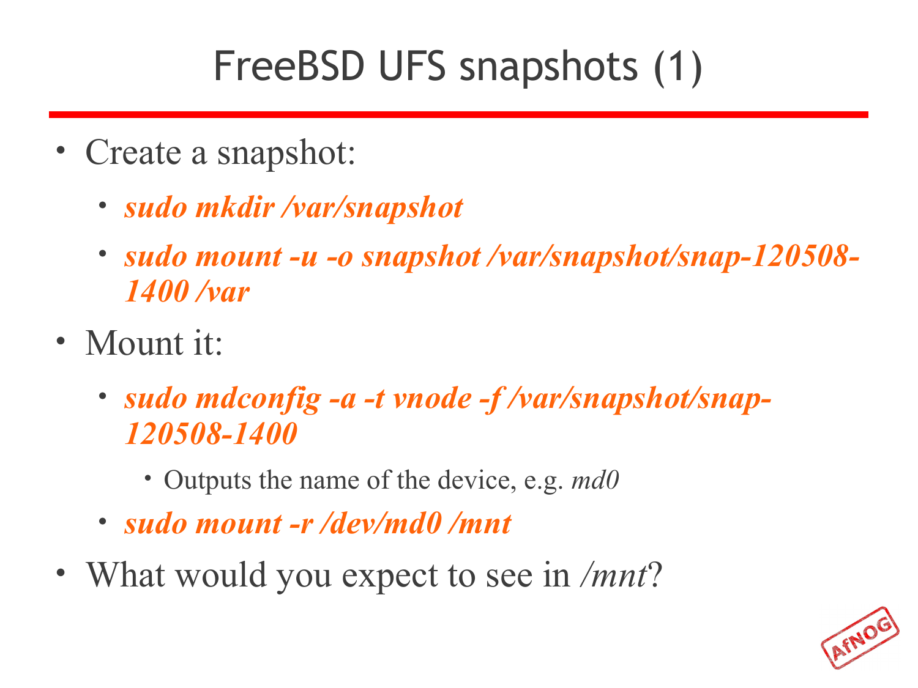# FreeBSD UFS snapshots (1)

- Create a snapshot:
  - ***sudo mkdir /var/snapshot***
  - ***sudo mount -u -o snapshot /var/snapshot/snap-120508-1400 /var***
- Mount it:
  - ***sudo mdconfig -a -t vnode -f /var/snapshot/snap-120508-1400***
    - Outputs the name of the device, e.g. *md0*
  - ***sudo mount -r /dev/md0 /mnt***
- What would you expect to see in */mnt*?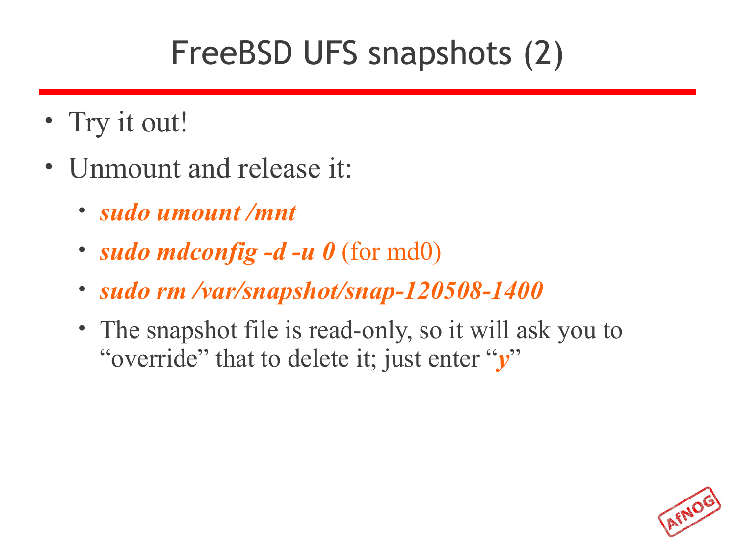# FreeBSD UFS snapshots (2)

- Try it out!
- Unmount and release it:
  - ***sudo umount /mnt***
  - ***sudo mdconfig -d -u 0*** (for md0)
  - ***sudo rm /var/snapshot/snap-120508-1400***
  - The snapshot file is read-only, so it will ask you to "override" that to delete it; just enter "***y***"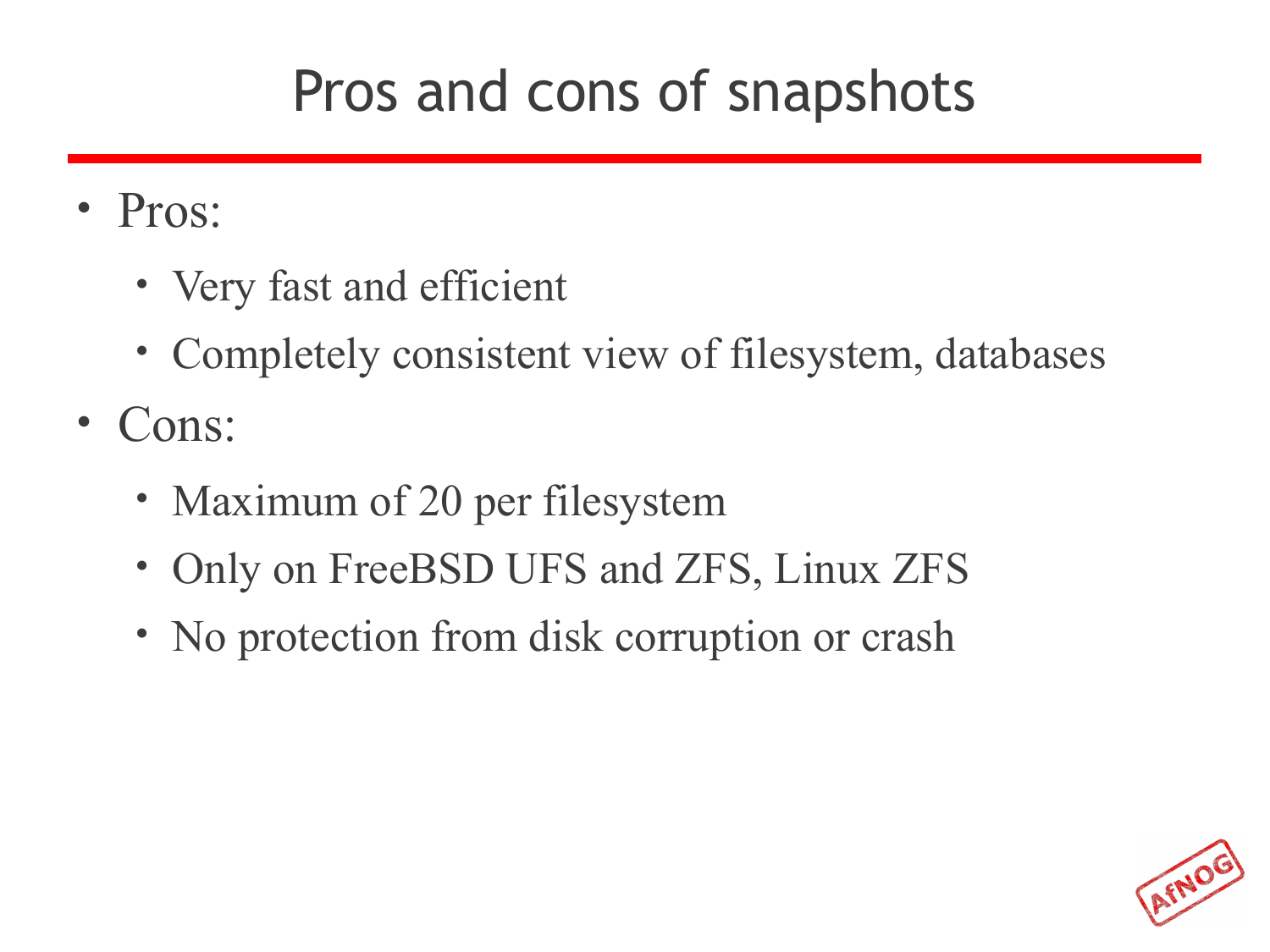# Pros and cons of snapshots

- Pros:
  - Very fast and efficient
  - Completely consistent view of filesystem, databases
- Cons:
  - Maximum of 20 per filesystem
  - Only on FreeBSD UFS and ZFS, Linux ZFS
  - No protection from disk corruption or crash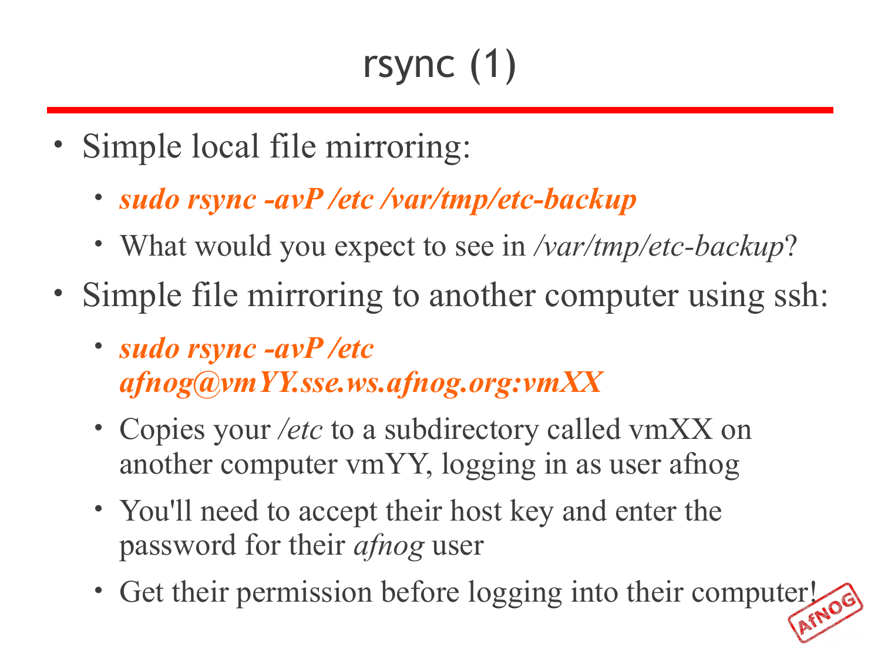# rsync (1)

- Simple local file mirroring:
  - ***sudo rsync -avP /etc /var/tmp/etc-backup***
  - What would you expect to see in */var/tmp/etc-backup*?
- Simple file mirroring to another computer using ssh:
  - ***sudo rsync -avP /etc afnog@vmYY.sse.ws.afnog.org:vmXX***
  - Copies your */etc* to a subdirectory called vmXX on another computer vmYY, logging in as user afnog
  - You'll need to accept their host key and enter the password for their *afnog* user
  - Get their permission before logging into their computer!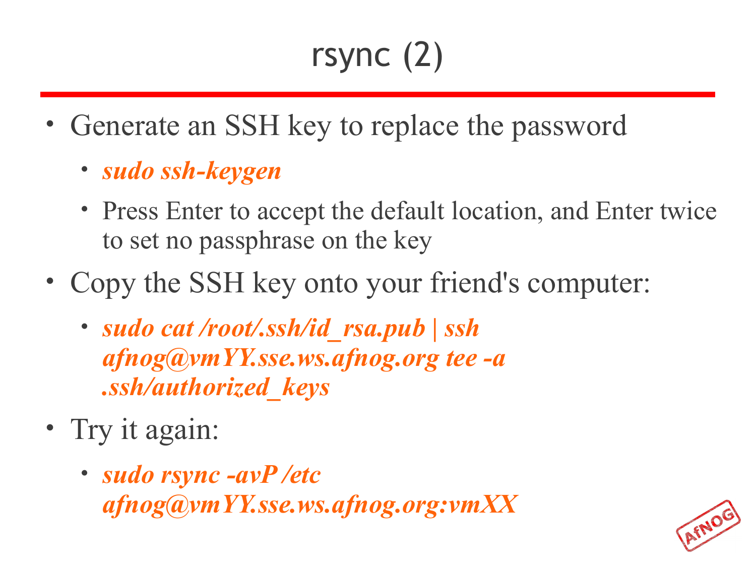# rsync (2)

- Generate an SSH key to replace the password
  - ***sudo ssh-keygen***
  - Press Enter to accept the default location, and Enter twice to set no passphrase on the key
- Copy the SSH key onto your friend's computer:
  - ***sudo cat /root/.ssh/id_rsa.pub | ssh afnog@vmYY.sse.ws.afnog.org tee -a .ssh/authorized_keys***
- Try it again:
  - ***sudo rsync -avP /etc afnog@vmYY.sse.ws.afnog.org:vmXX***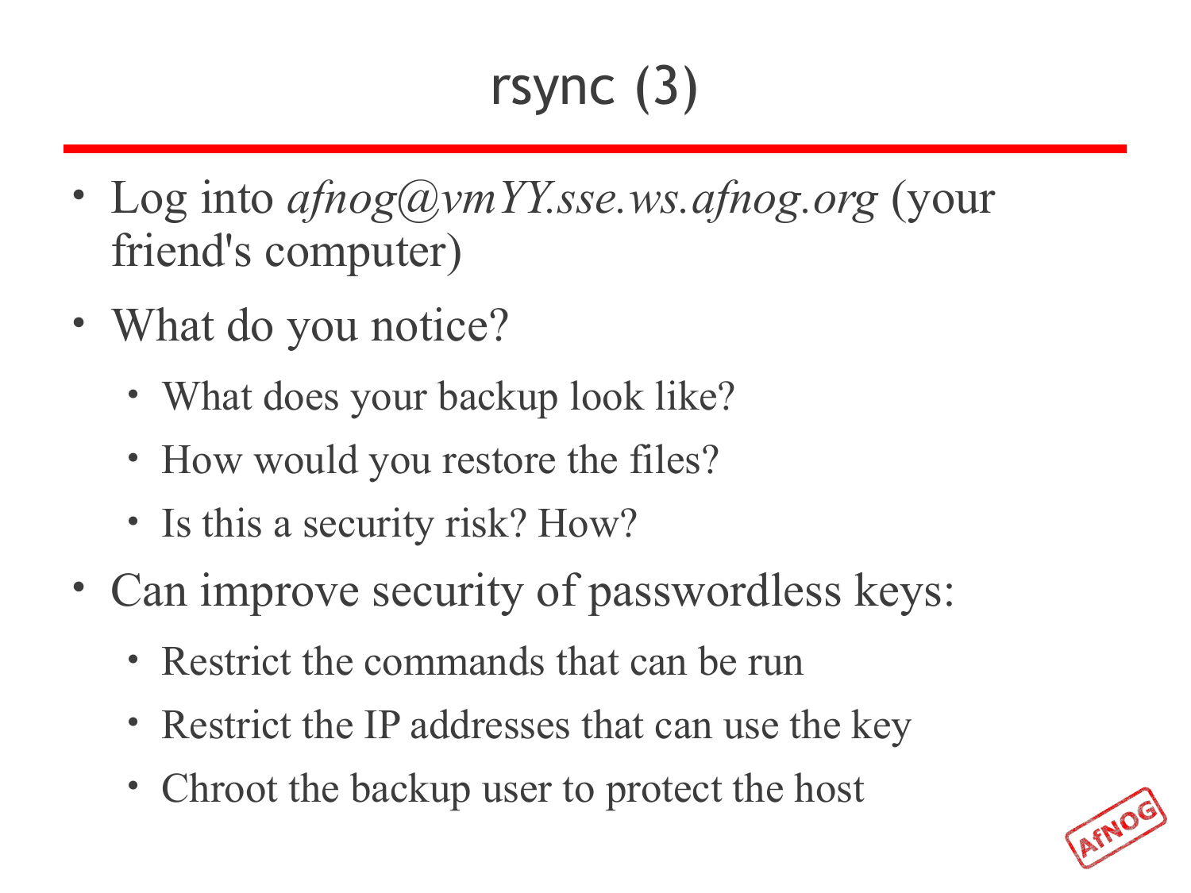# rsync (3)

- Log into *afnog@vmYY.sse.ws.afnog.org* (your friend's computer)
- What do you notice?
  - What does your backup look like?
  - How would you restore the files?
  - Is this a security risk? How?
- Can improve security of passwordless keys:
  - Restrict the commands that can be run
  - Restrict the IP addresses that can use the key
  - Chroot the backup user to protect the host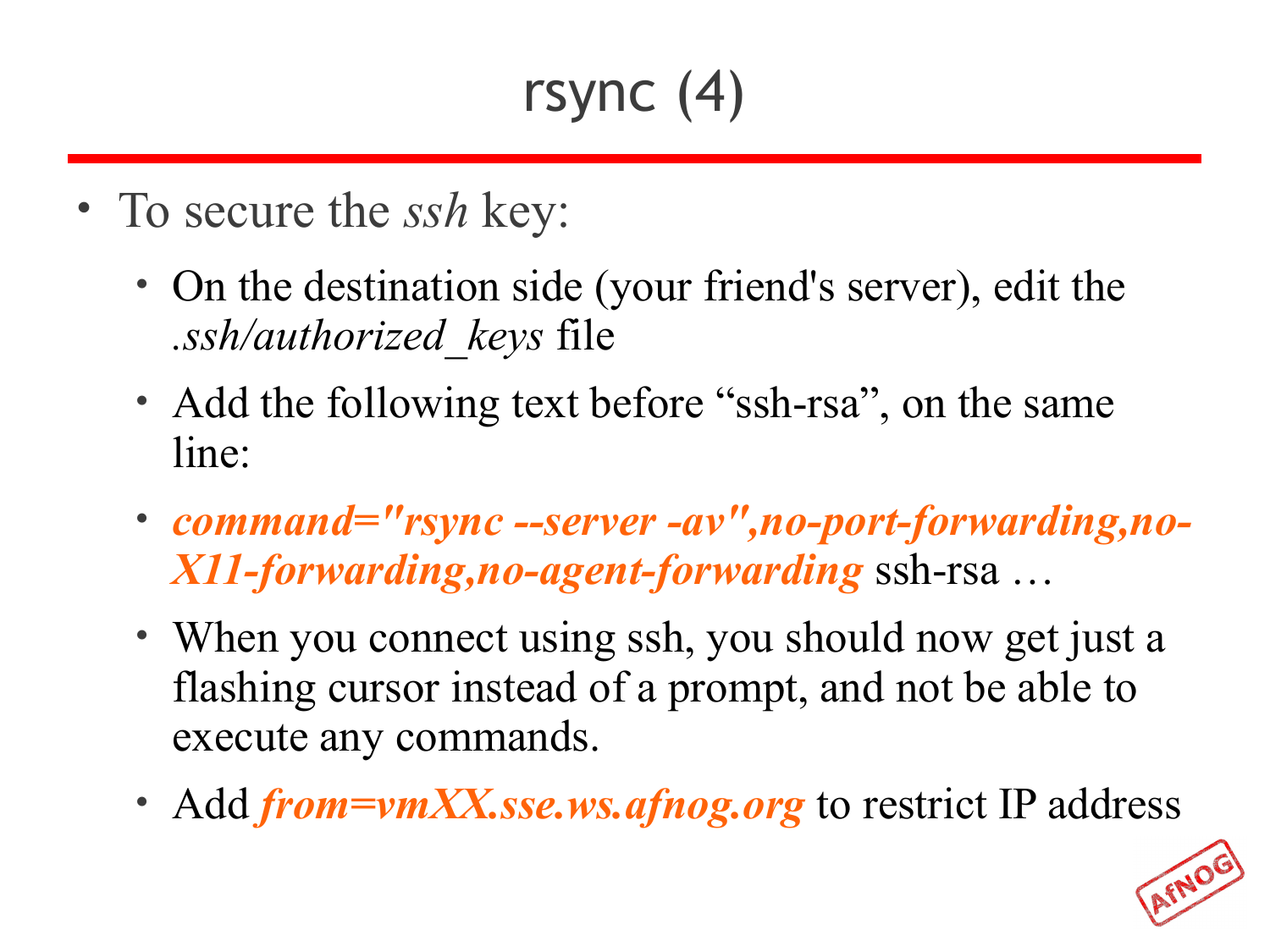# rsync (4)

- To secure the *ssh* key:
  - On the destination side (your friend's server), edit the *.ssh/authorized_keys* file
  - Add the following text before “ssh-rsa”, on the same line:
  - ***command="rsync --server -av",no-port-forwarding,no-X11-forwarding,no-agent-forwarding*** ssh-rsa …
  - When you connect using ssh, you should now get just a flashing cursor instead of a prompt, and not be able to execute any commands.
  - Add ***from=vmXX.sse.ws.afnog.org*** to restrict IP address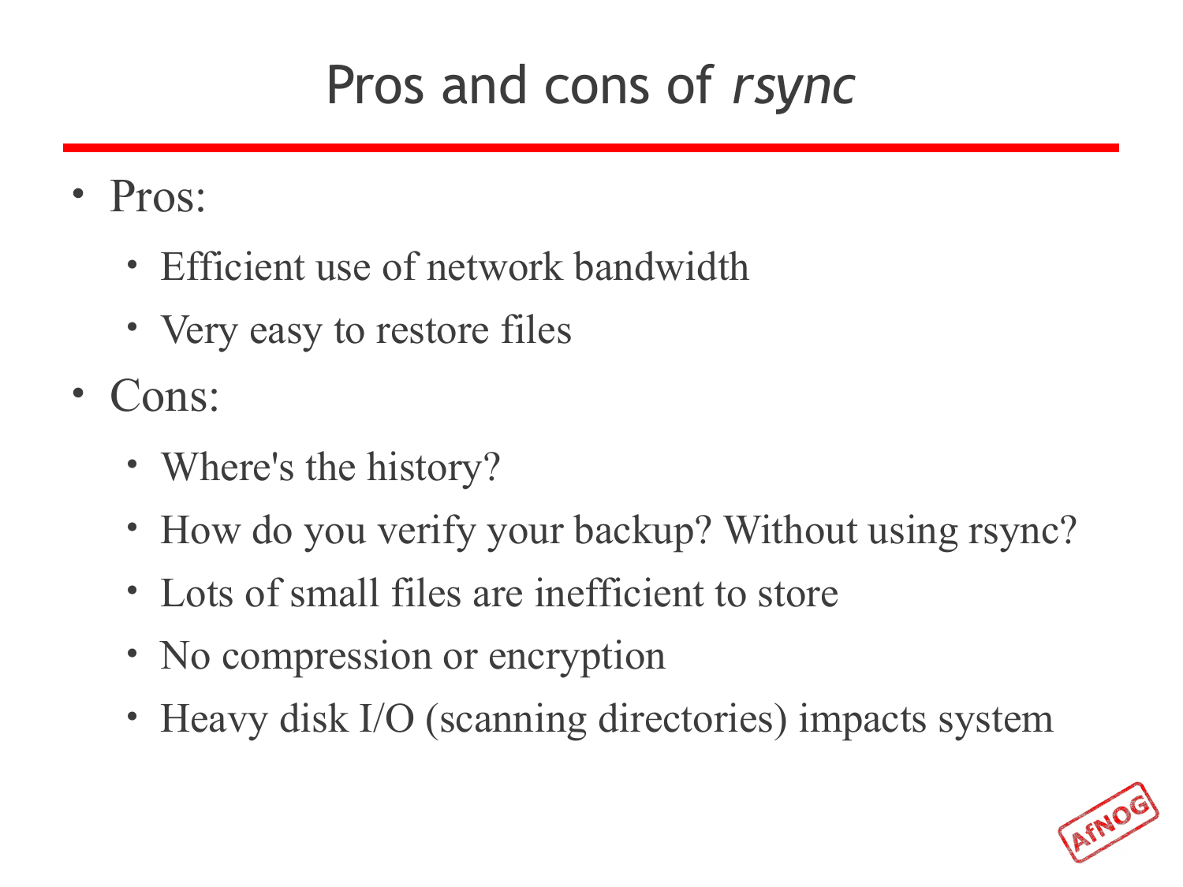# Pros and cons of *rsync*

- Pros:
  - Efficient use of network bandwidth
  - Very easy to restore files
- Cons:
  - Where's the history?
  - How do you verify your backup? Without using rsync?
  - Lots of small files are inefficient to store
  - No compression or encryption
  - Heavy disk I/O (scanning directories) impacts system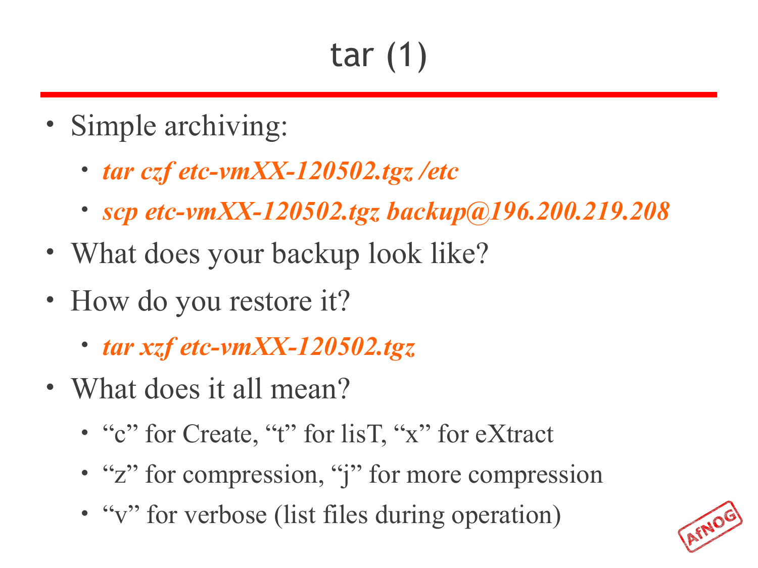# tar (1)

- Simple archiving:
  - *tar czf etc-vmXX-120502.tgz /etc*
  - *scp etc-vmXX-120502.tgz backup@196.200.219.208*
- What does your backup look like?
- How do you restore it?
  - *tar xzf etc-vmXX-120502.tgz*
- What does it all mean?
  - "c" for Create, "t" for lisT, "x" for eXtract
  - "z" for compression, "j" for more compression
  - "v" for verbose (list files during operation)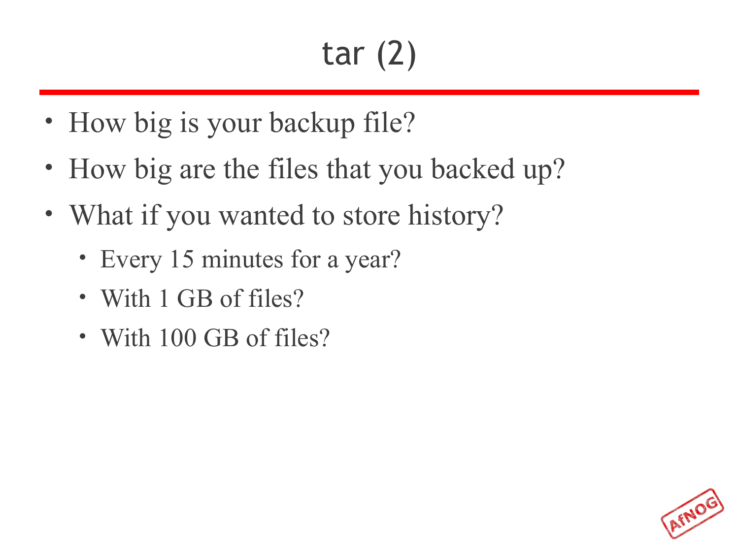# tar (2)

- How big is your backup file?
- How big are the files that you backed up?
- What if you wanted to store history?
  - Every 15 minutes for a year?
  - With 1 GB of files?
  - With 100 GB of files?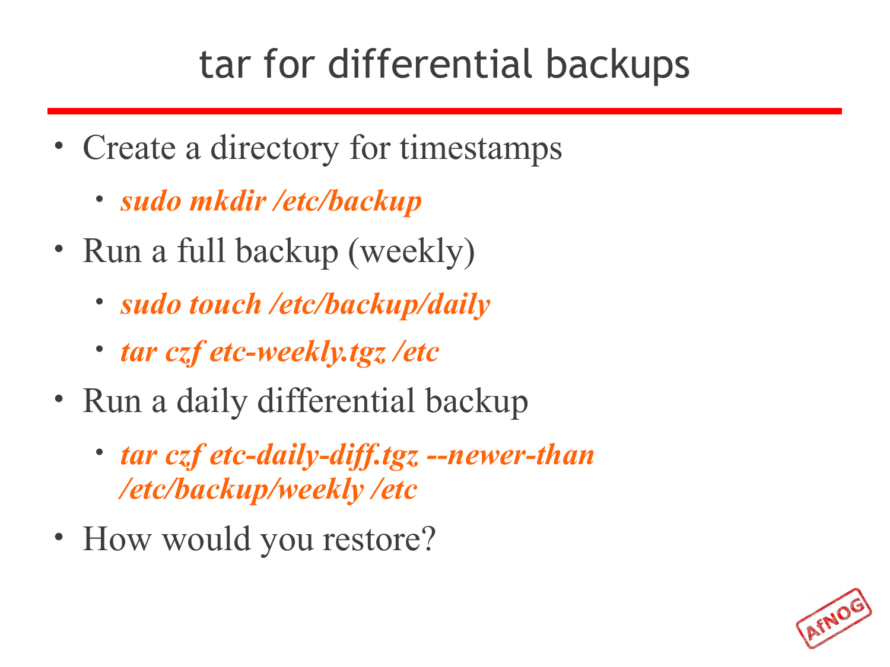# tar for differential backups

- Create a directory for timestamps
  - ***sudo mkdir /etc/backup***
- Run a full backup (weekly)
  - ***sudo touch /etc/backup/daily***
  - ***tar czf etc-weekly.tgz /etc***
- Run a daily differential backup
  - ***tar czf etc-daily-diff.tgz --newer-than /etc/backup/weekly /etc***
- How would you restore?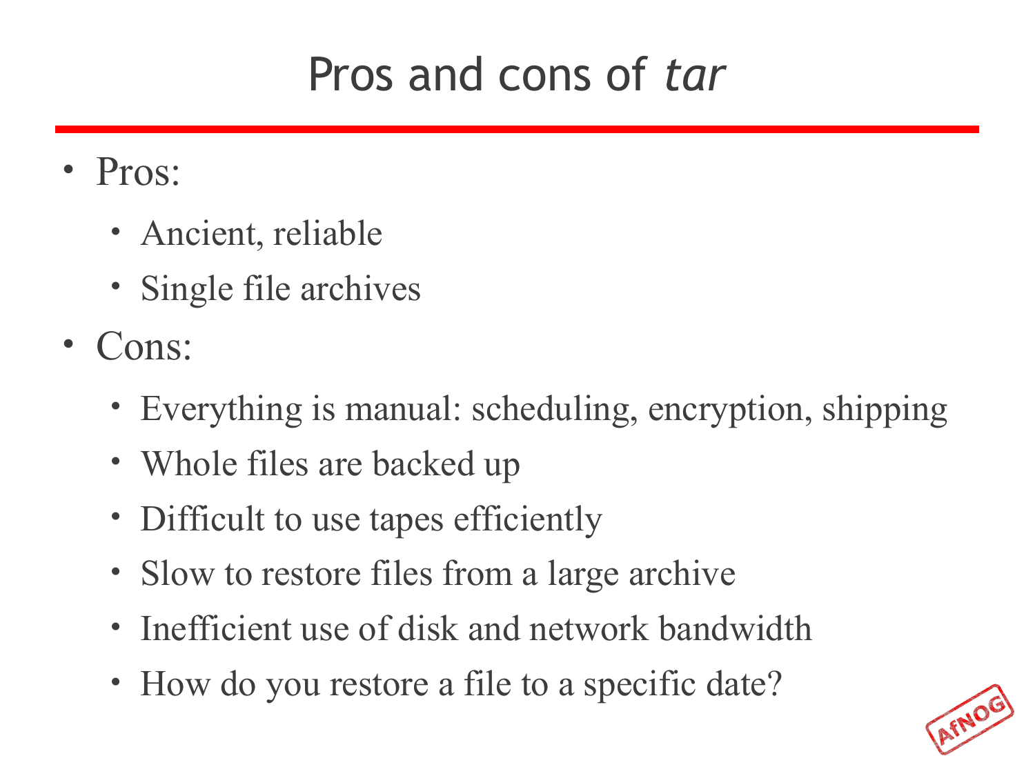# Pros and cons of *tar*

- Pros:
  - Ancient, reliable
  - Single file archives
- Cons:
  - Everything is manual: scheduling, encryption, shipping
  - Whole files are backed up
  - Difficult to use tapes efficiently
  - Slow to restore files from a large archive
  - Inefficient use of disk and network bandwidth
  - How do you restore a file to a specific date?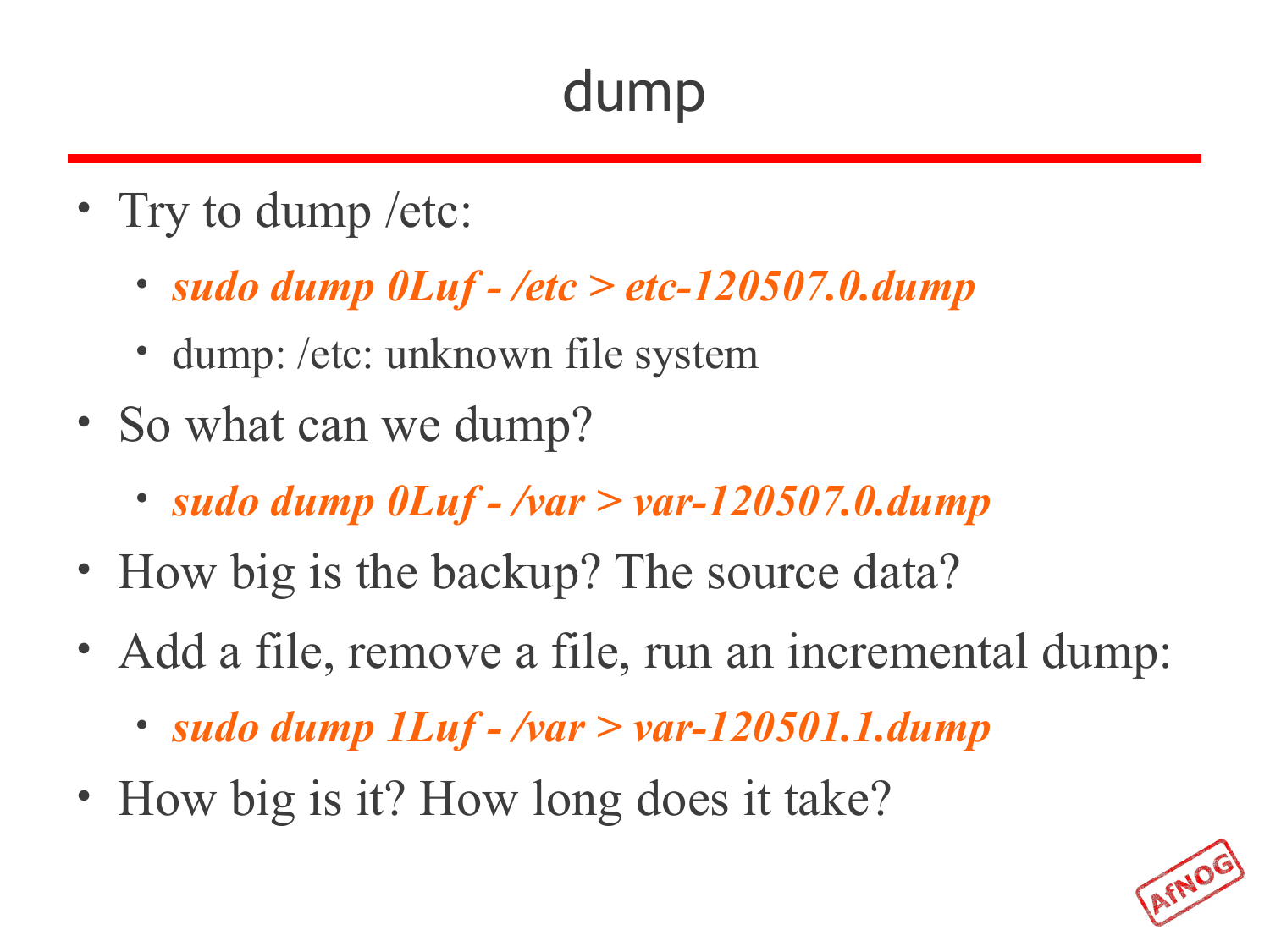# dump

- Try to dump /etc:
  - ***sudo dump 0Luf - /etc > etc-120507.0.dump***
  - dump: /etc: unknown file system
- So what can we dump?
  - ***sudo dump 0Luf - /var > var-120507.0.dump***
- How big is the backup? The source data?
- Add a file, remove a file, run an incremental dump:
  - ***sudo dump 1Luf - /var > var-120501.1.dump***
- How big is it? How long does it take?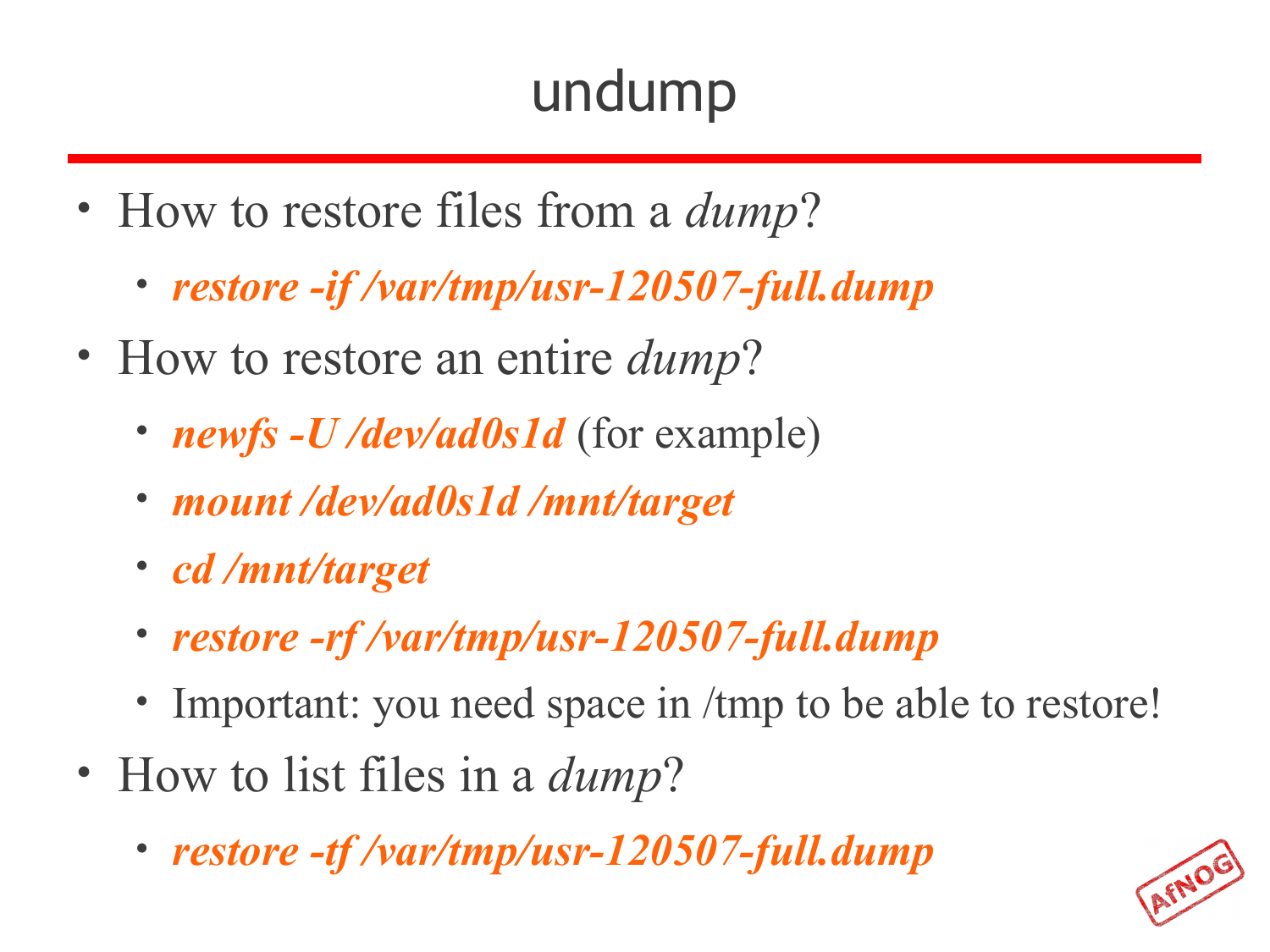# undump

- How to restore files from a *dump*?
  - ***restore -if /var/tmp/usr-120507-full.dump***
- How to restore an entire *dump*?
  - ***newfs -U /dev/ad0s1d*** (for example)
  - ***mount /dev/ad0s1d /mnt/target***
  - ***cd /mnt/target***
  - ***restore -rf /var/tmp/usr-120507-full.dump***
  - Important: you need space in /tmp to be able to restore!
- How to list files in a *dump*?
  - ***restore -tf /var/tmp/usr-120507-full.dump***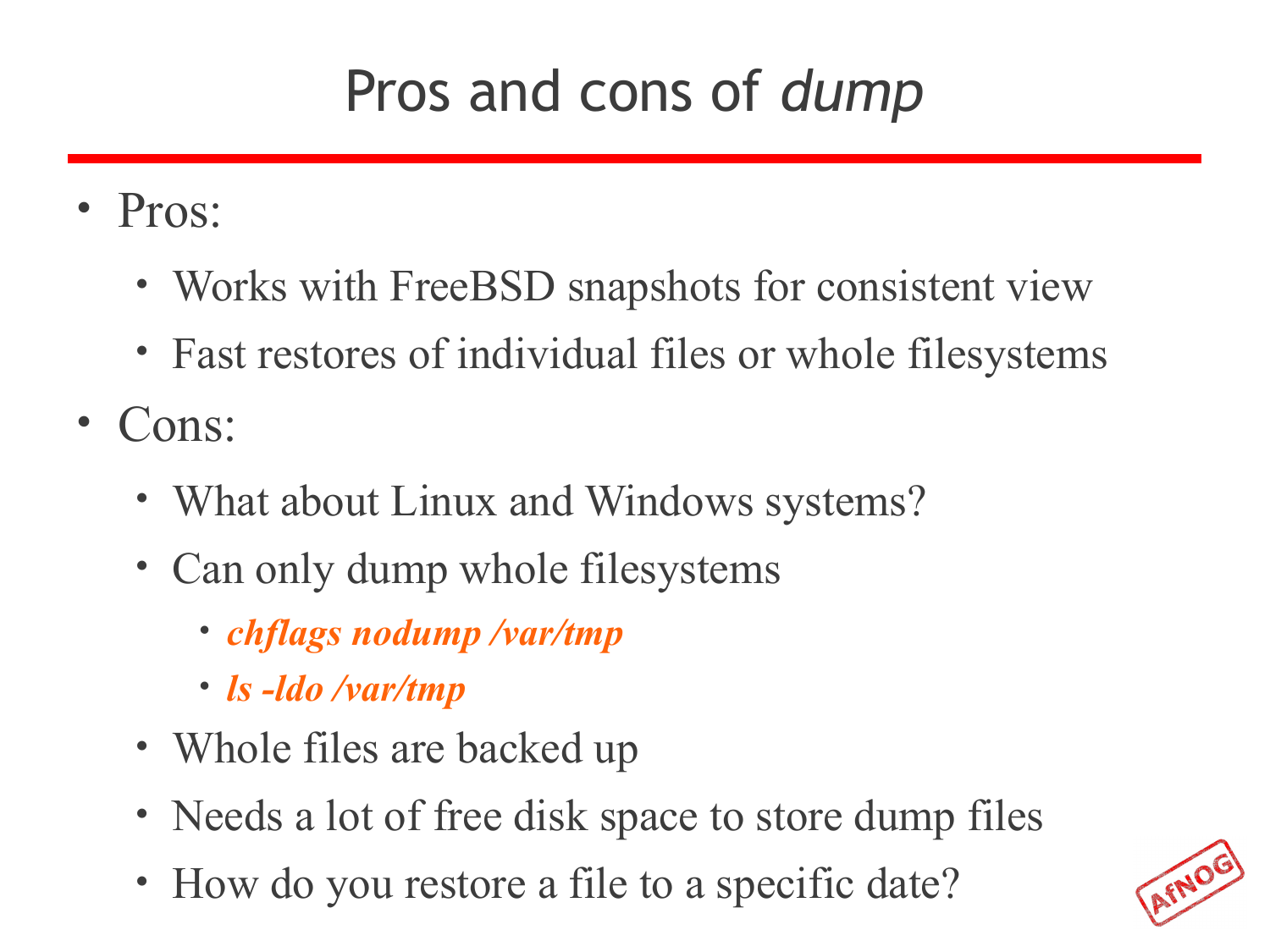# Pros and cons of *dump*

- Pros:
  - Works with FreeBSD snapshots for consistent view
  - Fast restores of individual files or whole filesystems
- Cons:
  - What about Linux and Windows systems?
  - Can only dump whole filesystems
    - ***chflags nodump /var/tmp***
    - ***ls -ldo /var/tmp***
  - Whole files are backed up
  - Needs a lot of free disk space to store dump files
  - How do you restore a file to a specific date?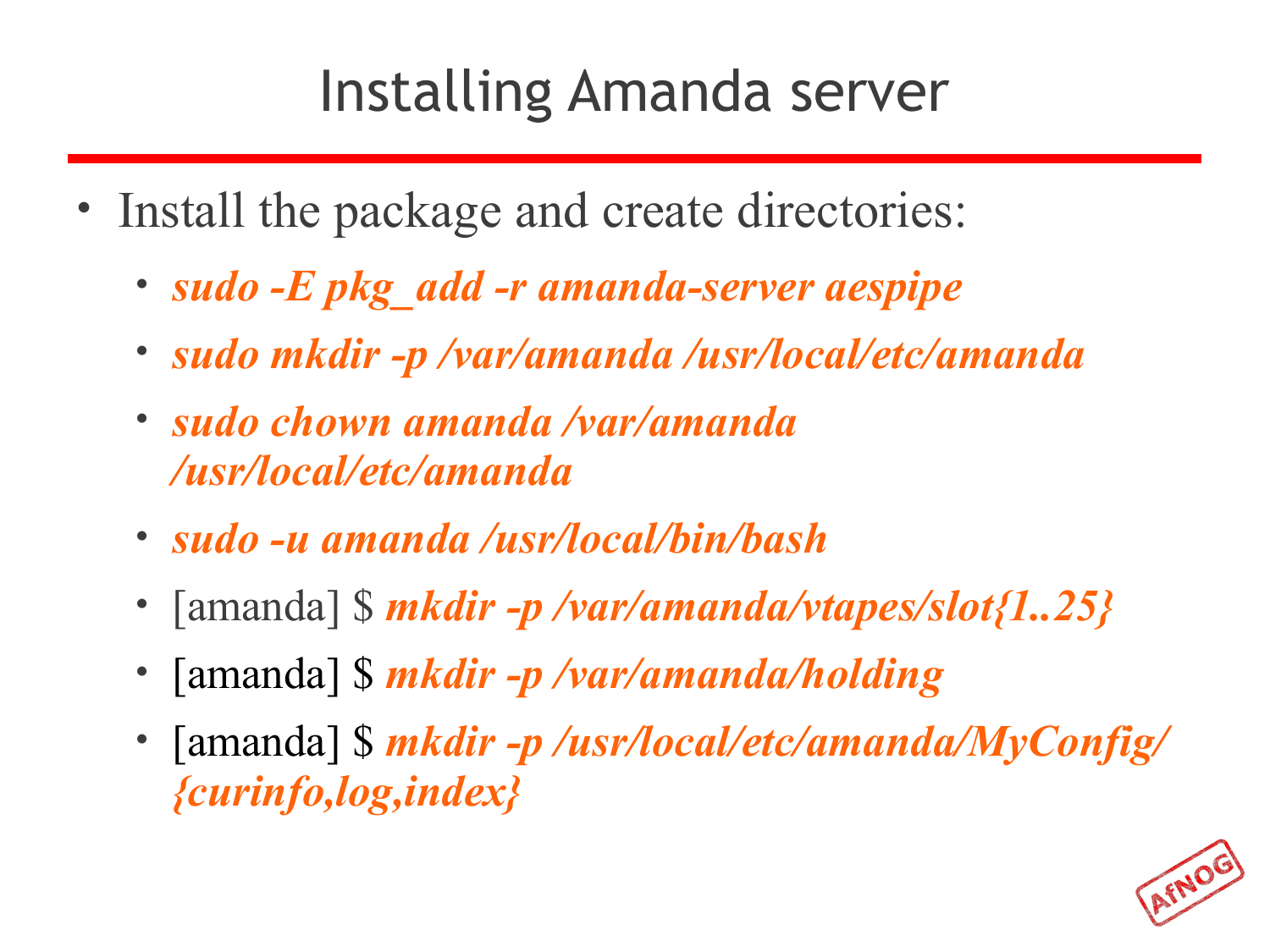# Installing Amanda server

- Install the package and create directories:
  - ***sudo -E pkg_add -r amanda-server aespipe***
  - ***sudo mkdir -p /var/amanda /usr/local/etc/amanda***
  - ***sudo chown amanda /var/amanda /usr/local/etc/amanda***
  - ***sudo -u amanda /usr/local/bin/bash***
  - [amanda] $ ***mkdir -p /var/amanda/vtapes/slot{1..25}***
  - [amanda] $ ***mkdir -p /var/amanda/holding***
  - [amanda] $ ***mkdir -p /usr/local/etc/amanda/MyConfig/{curinfo,log,index}***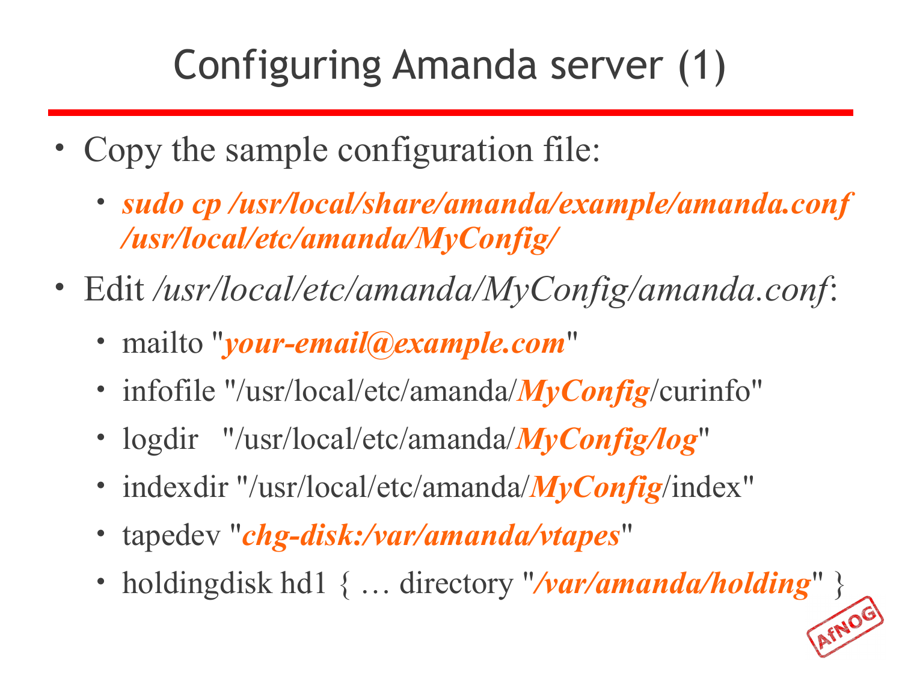# Configuring Amanda server (1)

- Copy the sample configuration file:
  - ***sudo cp /usr/local/share/amanda/example/amanda.conf /usr/local/etc/amanda/MyConfig/***
- Edit */usr/local/etc/amanda/MyConfig/amanda.conf*:
  - mailto "***your-email@example.com***"
  - infofile "/usr/local/etc/amanda/***MyConfig***/curinfo"
  - logdir "/usr/local/etc/amanda/***MyConfig/log***"
  - indexdir "/usr/local/etc/amanda/***MyConfig***/index"
  - tapedev "***chg-disk:/var/amanda/vtapes***"
  - holdingdisk hd1 { … directory "***/var/amanda/holding***" }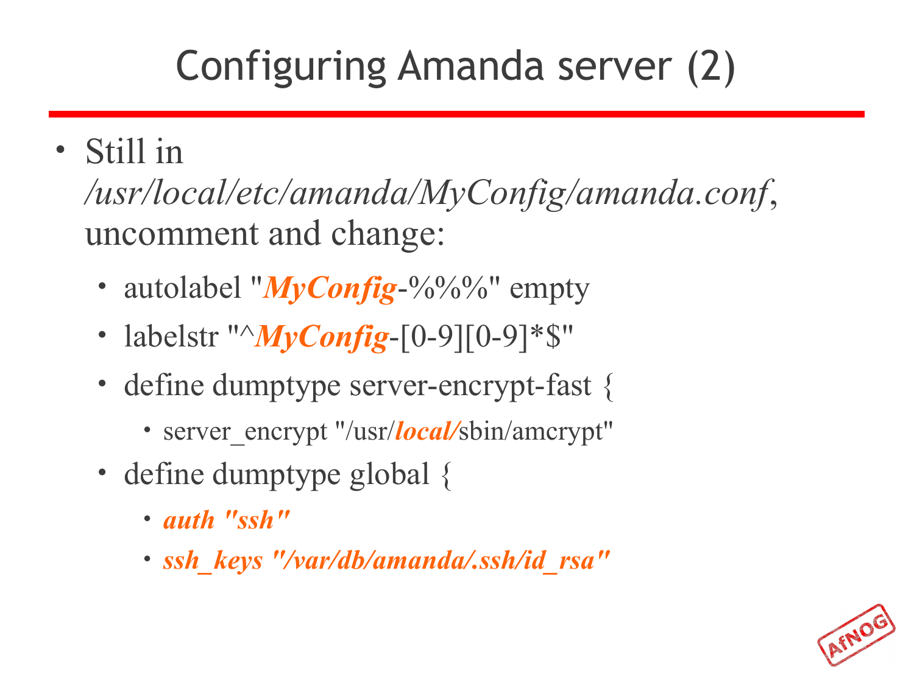# Configuring Amanda server (2)

- Still in */usr/local/etc/amanda/MyConfig/amanda.conf*, uncomment and change:
  - autolabel "***MyConfig***-%%%" empty
  - labelstr "^***MyConfig***-[0-9][0-9]*$"
  - define dumptype server-encrypt-fast {
    - server_encrypt "/usr/***local/***sbin/amcrypt"
  - define dumptype global {
    - ***auth "ssh"***
    - ***ssh_keys "/var/db/amanda/.ssh/id_rsa"***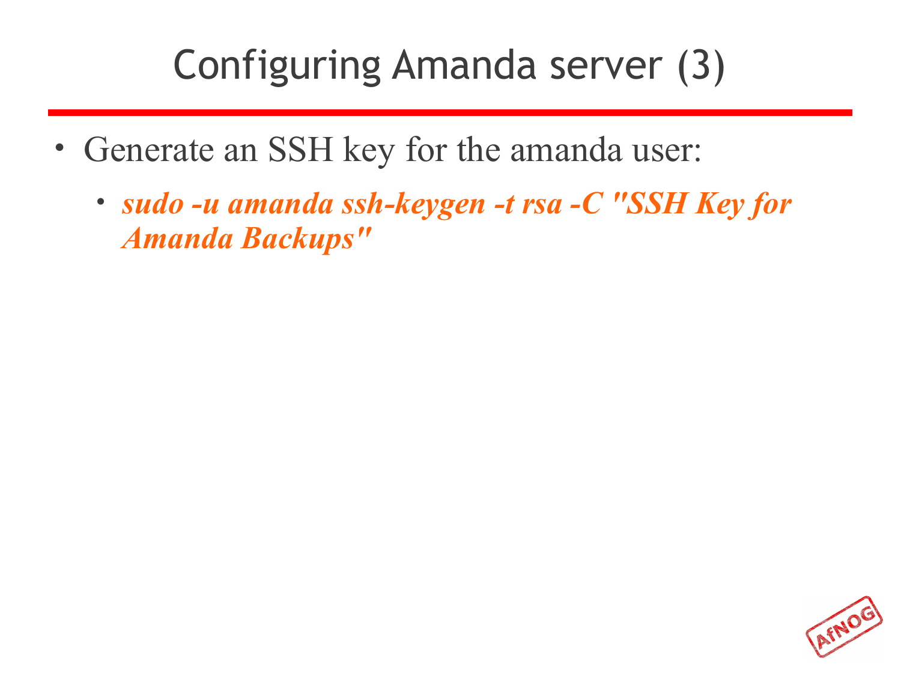# Configuring Amanda server (3)

- Generate an SSH key for the amanda user:
  - ***sudo -u amanda ssh-keygen -t rsa -C "SSH Key for Amanda Backups"***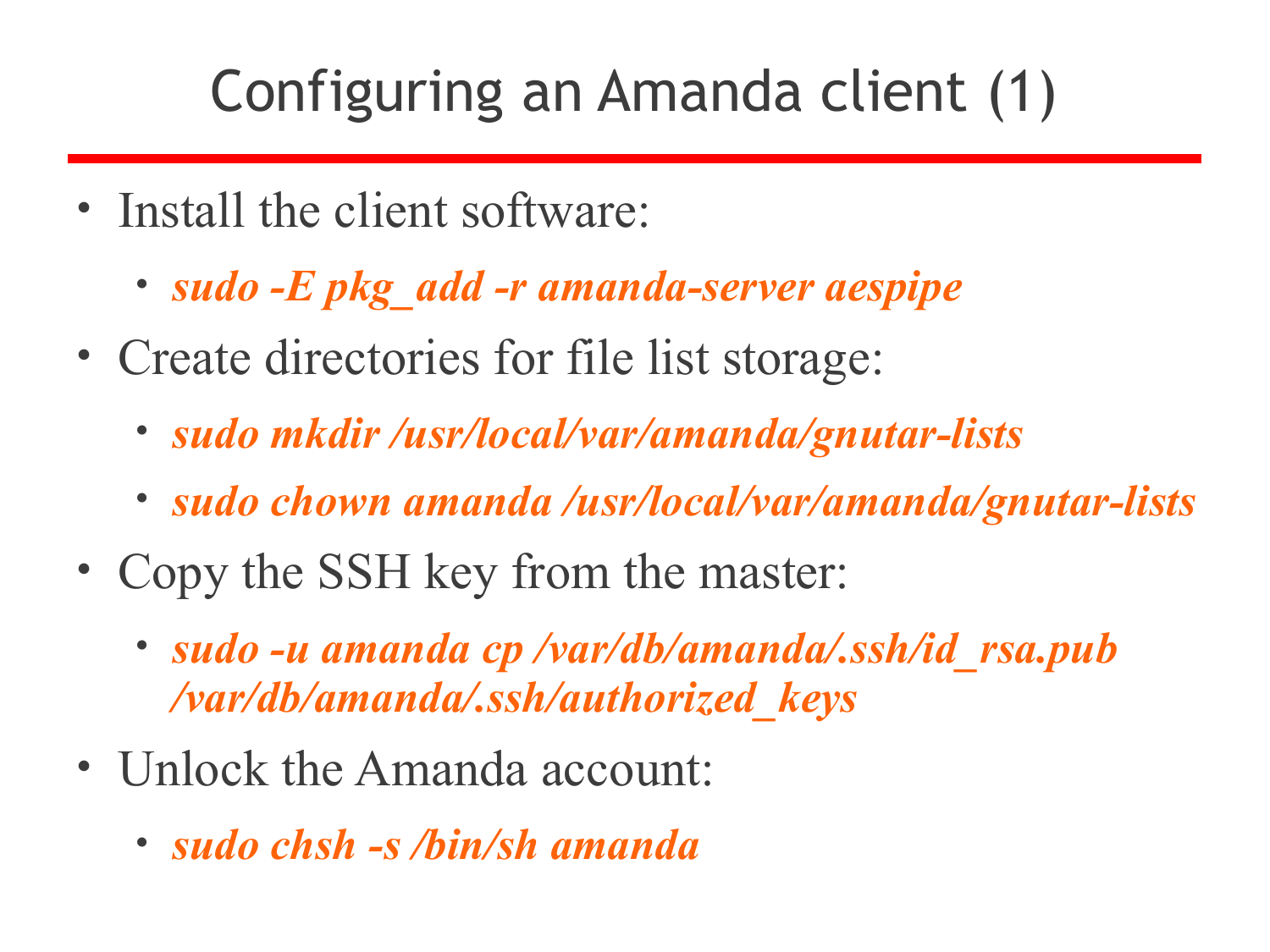# Configuring an Amanda client (1)

- Install the client software:
  - ***sudo -E pkg_add -r amanda-server aespipe***
- Create directories for file list storage:
  - ***sudo mkdir /usr/local/var/amanda/gnutar-lists***
  - ***sudo chown amanda /usr/local/var/amanda/gnutar-lists***
- Copy the SSH key from the master:
  - ***sudo -u amanda cp /var/db/amanda/.ssh/id_rsa.pub /var/db/amanda/.ssh/authorized_keys***
- Unlock the Amanda account:
  - ***sudo chsh -s /bin/sh amanda***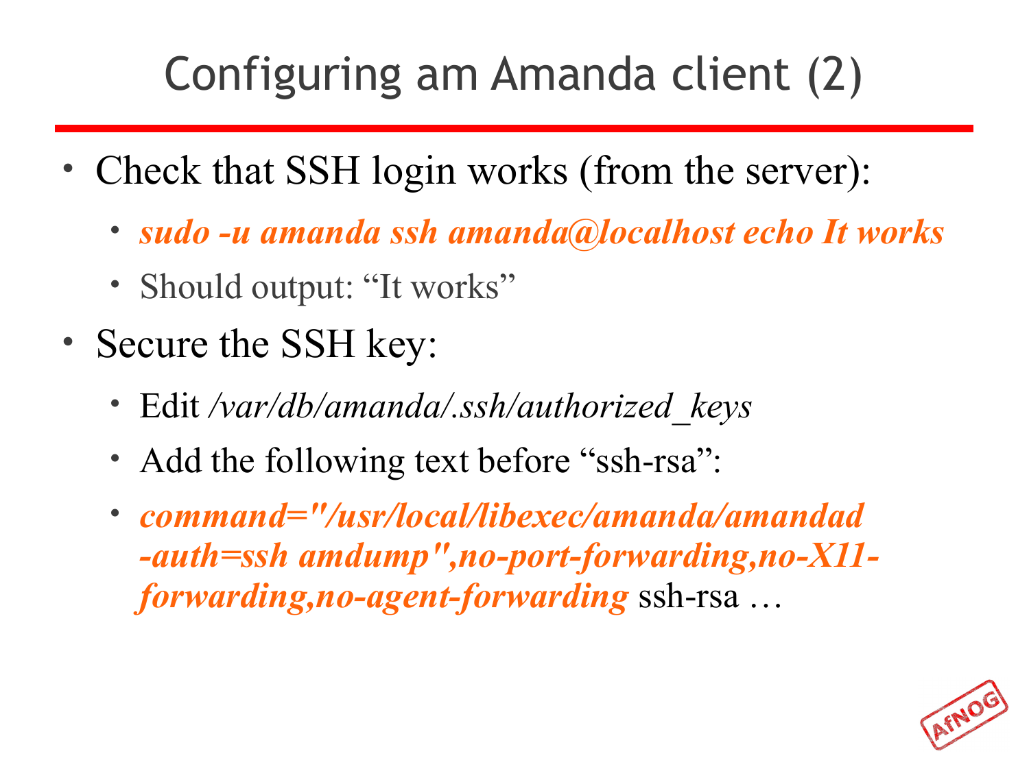# Configuring am Amanda client (2)

- Check that SSH login works (from the server):
  - ***sudo -u amanda ssh amanda@localhost echo It works***
  - Should output: "It works"
- Secure the SSH key:
  - Edit */var/db/amanda/.ssh/authorized_keys*
  - Add the following text before "ssh-rsa":
  - ***command="/usr/local/libexec/amanda/amandad -auth=ssh amdump",no-port-forwarding,no-X11-forwarding,no-agent-forwarding*** ssh-rsa …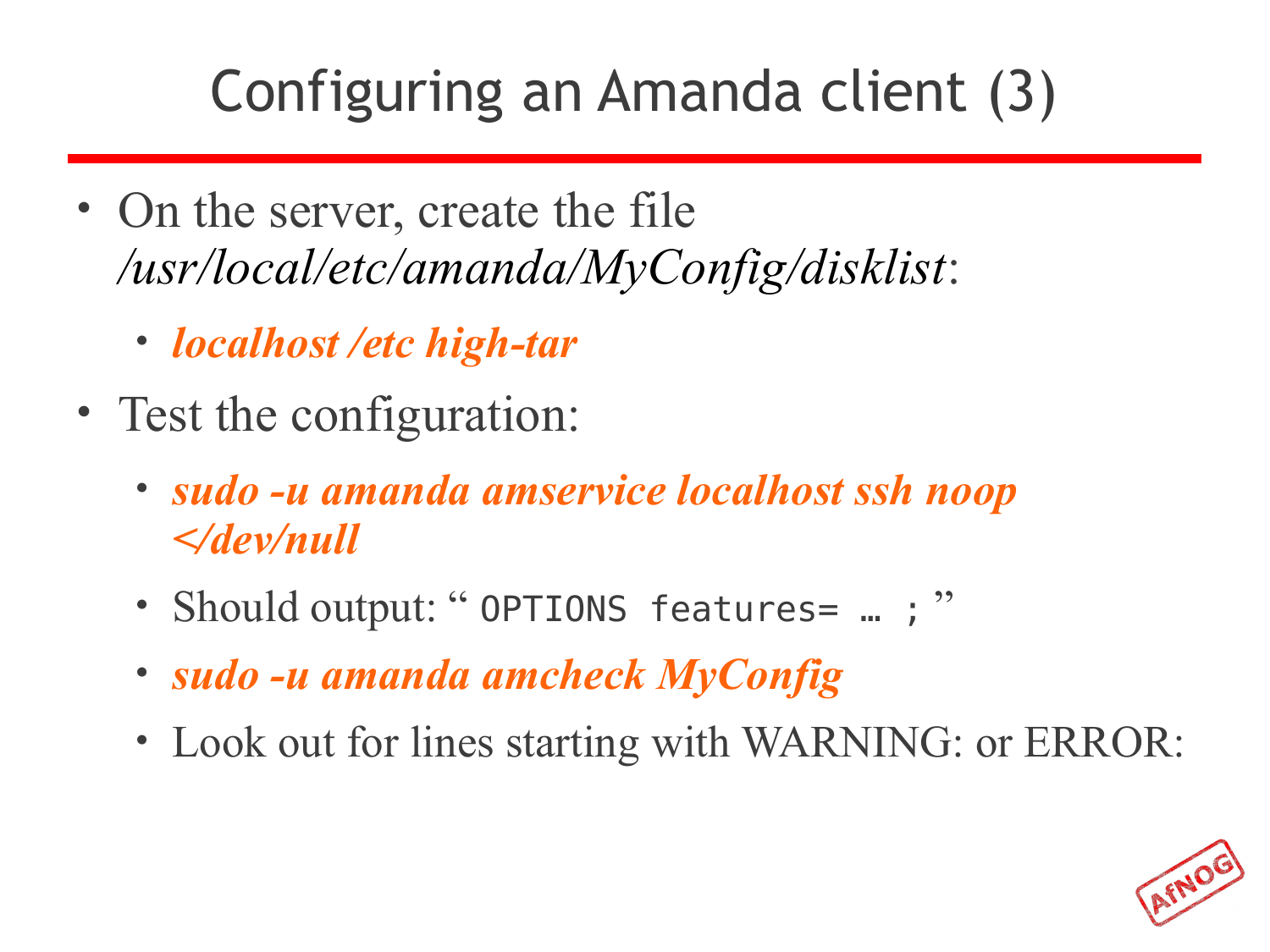# Configuring an Amanda client (3)

- On the server, create the file */usr/local/etc/amanda/MyConfig/disklist*:
  - ***localhost /etc high-tar***
- Test the configuration:
  - ***sudo -u amanda amservice localhost ssh noop </dev/null***
  - Should output: " `OPTIONS features= … ;` "
  - ***sudo -u amanda amcheck MyConfig***
  - Look out for lines starting with WARNING: or ERROR: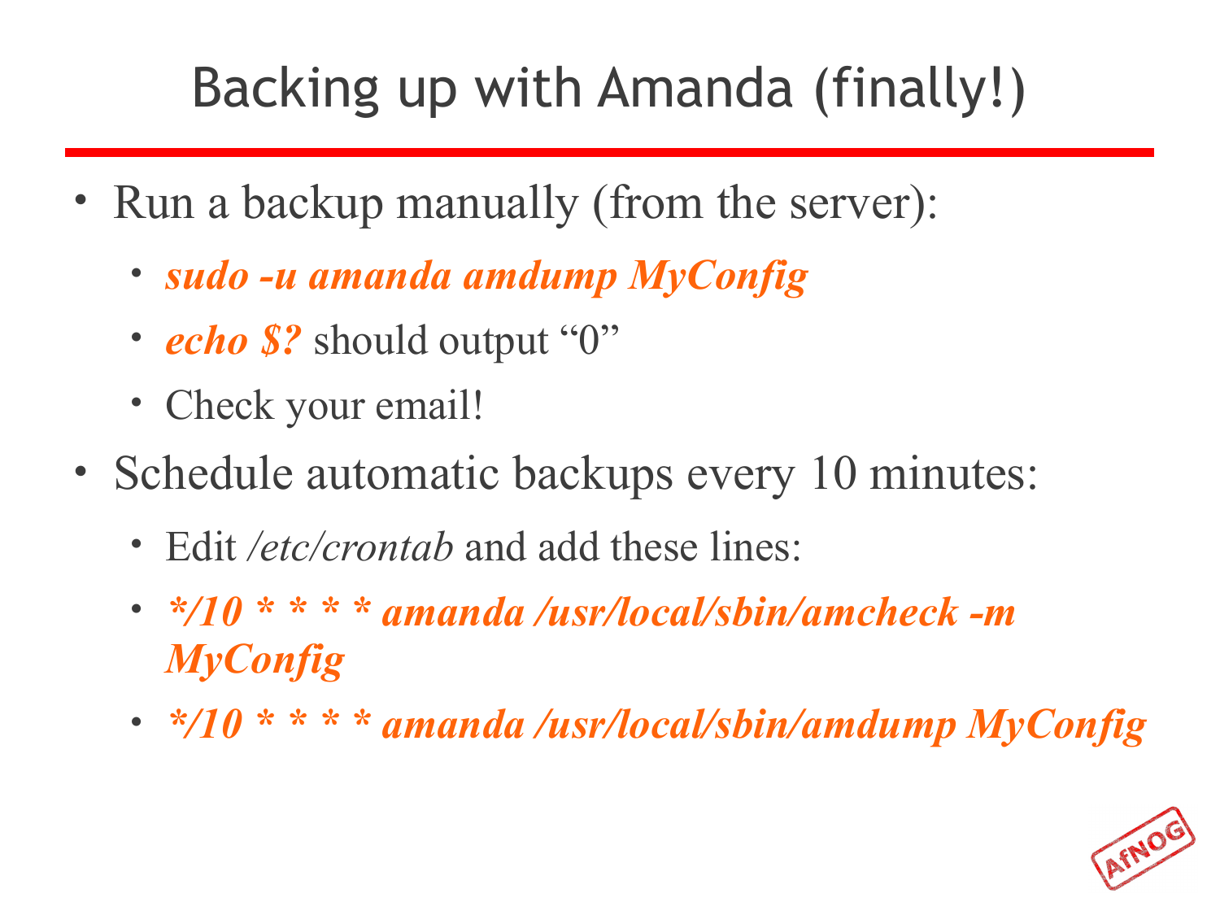# Backing up with Amanda (finally!)

- Run a backup manually (from the server):
  - ***sudo -u amanda amdump MyConfig***
  - ***echo $?*** should output "0"
  - Check your email!
- Schedule automatic backups every 10 minutes:
  - Edit */etc/crontab* and add these lines:
  - ***\*/10 * * * * amanda /usr/local/sbin/amcheck -m MyConfig***
  - ***\*/10 * * * * amanda /usr/local/sbin/amdump MyConfig***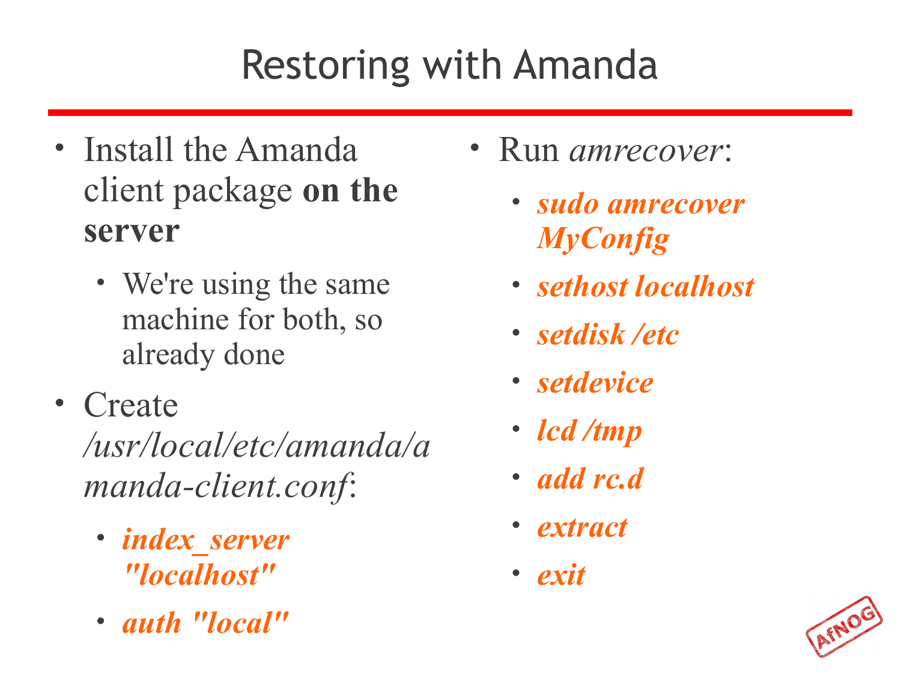# Restoring with Amanda

- Install the Amanda client package **on the server**
  - We're using the same machine for both, so already done
- Create */usr/local/etc/amanda/amanda-client.conf*:
  - ***index_server "localhost"***
  - ***auth "local"***
- Run *amrecover*:
  - ***sudo amrecover MyConfig***
  - ***sethost localhost***
  - ***setdisk /etc***
  - ***setdevice***
  - ***lcd /tmp***
  - ***add rc.d***
  - ***extract***
  - ***exit***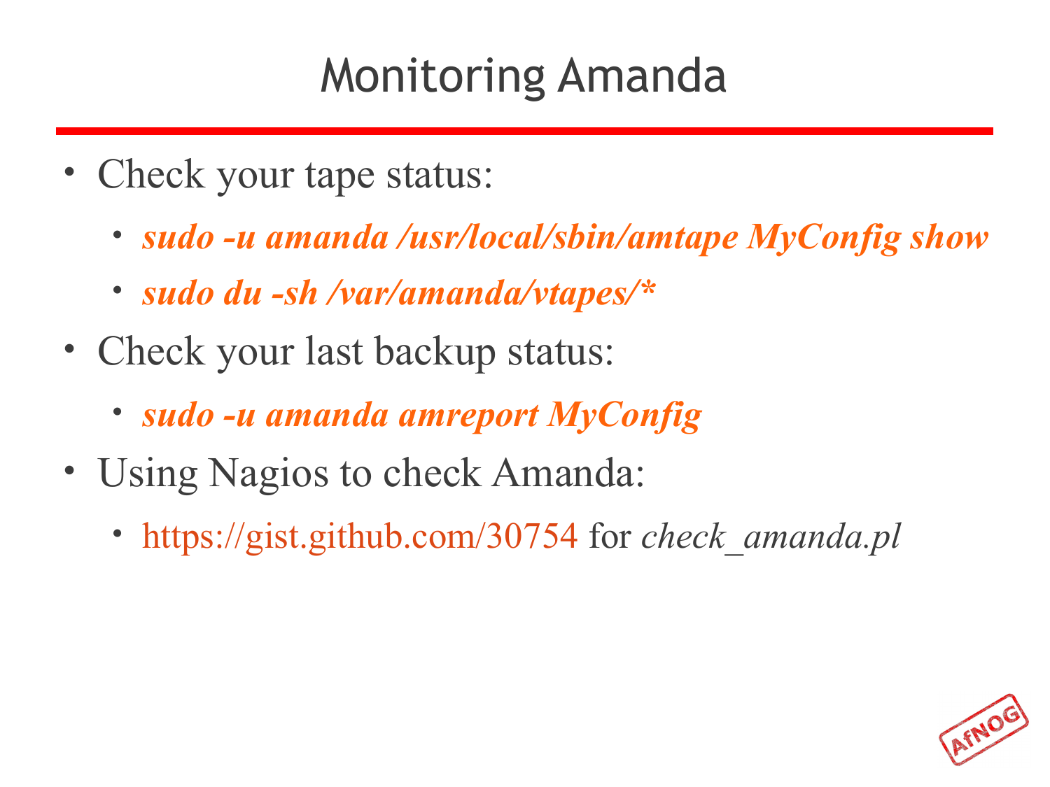# Monitoring Amanda

- Check your tape status:
  - ***sudo -u amanda /usr/local/sbin/amtape MyConfig show***
  - ***sudo du -sh /var/amanda/vtapes/****
- Check your last backup status:
  - ***sudo -u amanda amreport MyConfig***
- Using Nagios to check Amanda:
  - https://gist.github.com/30754 for *check_amanda.pl*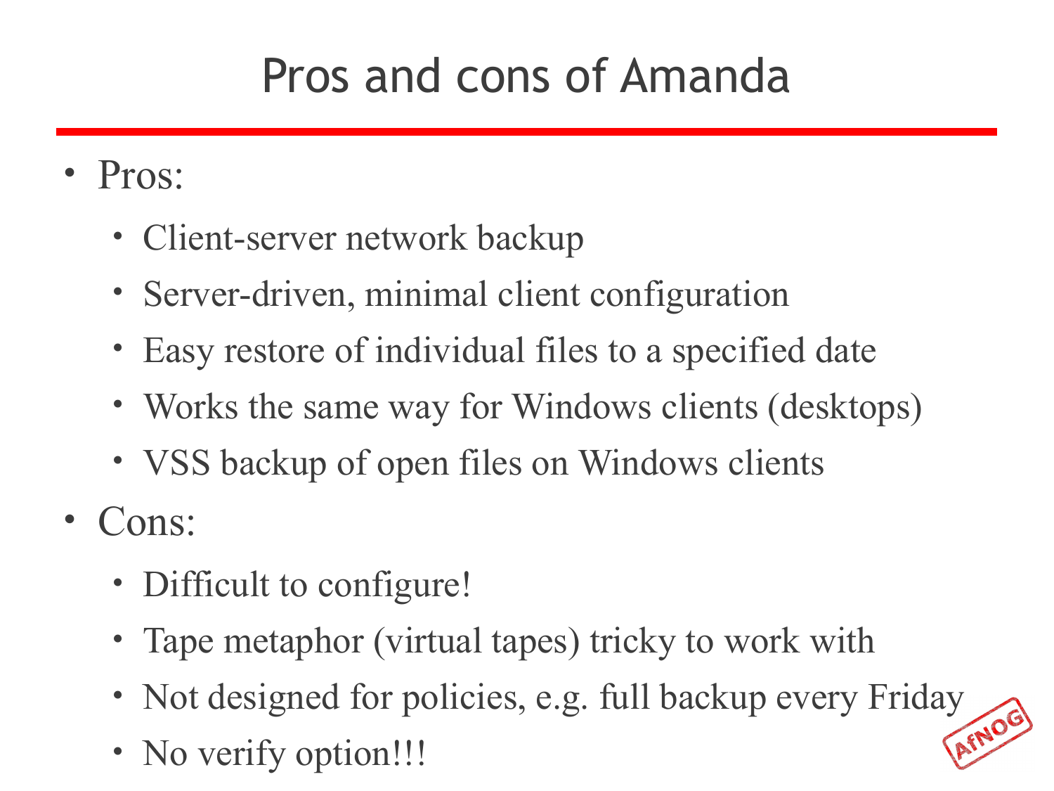# Pros and cons of Amanda

- Pros:
  - Client-server network backup
  - Server-driven, minimal client configuration
  - Easy restore of individual files to a specified date
  - Works the same way for Windows clients (desktops)
  - VSS backup of open files on Windows clients
- Cons:
  - Difficult to configure!
  - Tape metaphor (virtual tapes) tricky to work with
  - Not designed for policies, e.g. full backup every Friday
  - No verify option!!!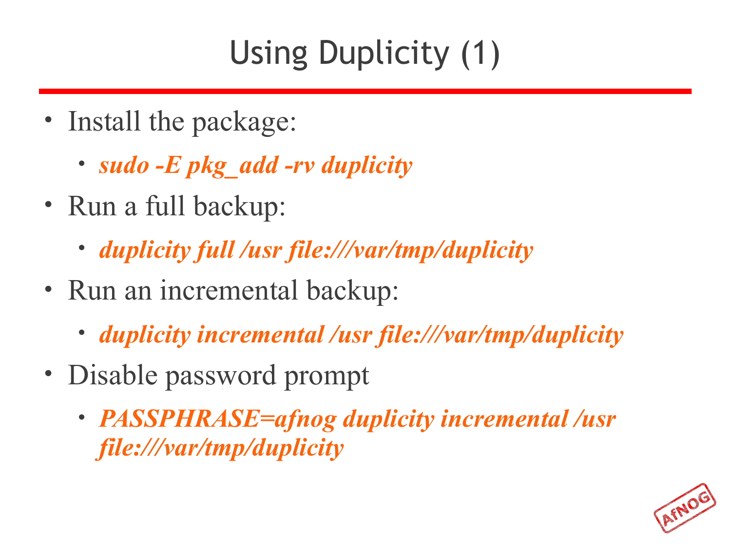# Using Duplicity (1)

- Install the package:
  - ***sudo -E pkg_add -rv duplicity***
- Run a full backup:
  - ***duplicity full /usr file:///var/tmp/duplicity***
- Run an incremental backup:
  - ***duplicity incremental /usr file:///var/tmp/duplicity***
- Disable password prompt
  - ***PASSPHRASE=afnog duplicity incremental /usr file:///var/tmp/duplicity***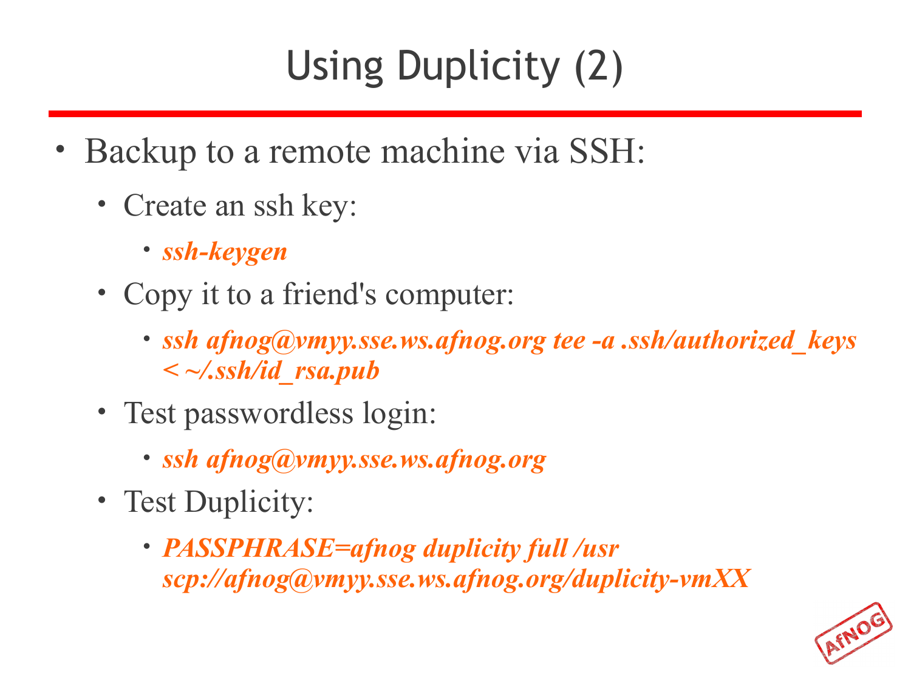# Using Duplicity (2)

- Backup to a remote machine via SSH:
  - Create an ssh key:
    - ***ssh-keygen***
  - Copy it to a friend's computer:
    - ***ssh afnog@vmyy.sse.ws.afnog.org tee -a .ssh/authorized_keys < ~/.ssh/id_rsa.pub***
  - Test passwordless login:
    - ***ssh afnog@vmyy.sse.ws.afnog.org***
  - Test Duplicity:
    - ***PASSPHRASE=afnog duplicity full /usr scp://afnog@vmyy.sse.ws.afnog.org/duplicity-vmXX***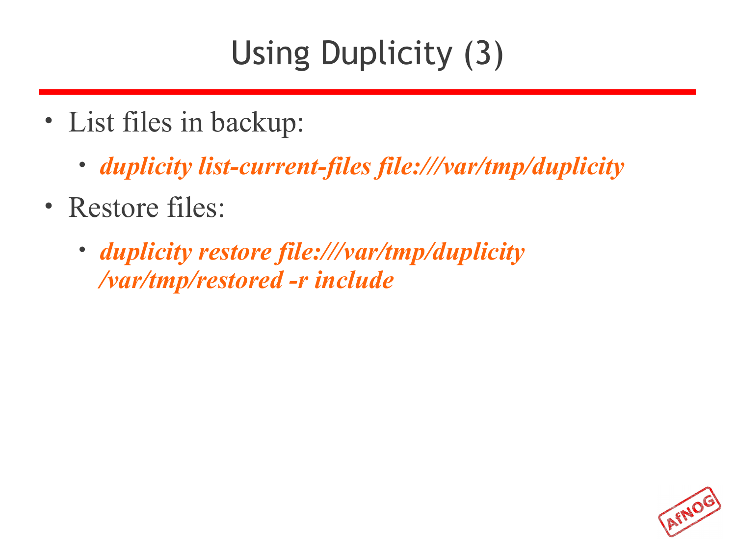# Using Duplicity (3)

- List files in backup:
  - ***duplicity list-current-files file:///var/tmp/duplicity***
- Restore files:
  - ***duplicity restore file:///var/tmp/duplicity /var/tmp/restored -r include***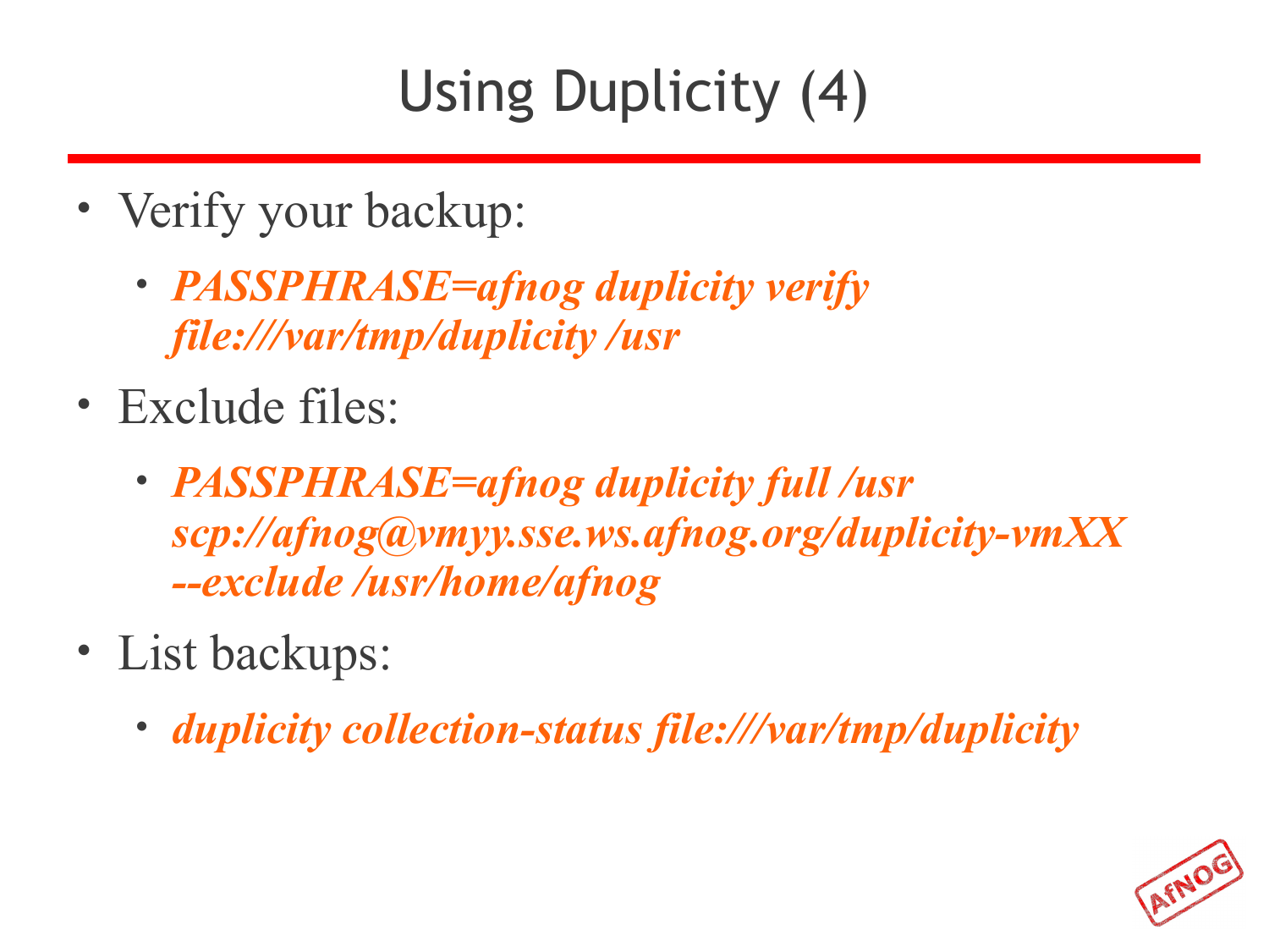# Using Duplicity (4)

- Verify your backup:
  - ***PASSPHRASE=afnog duplicity verify file:///var/tmp/duplicity /usr***
- Exclude files:
  - ***PASSPHRASE=afnog duplicity full /usr scp://afnog@vmyy.sse.ws.afnog.org/duplicity-vmXX --exclude /usr/home/afnog***
- List backups:
  - ***duplicity collection-status file:///var/tmp/duplicity***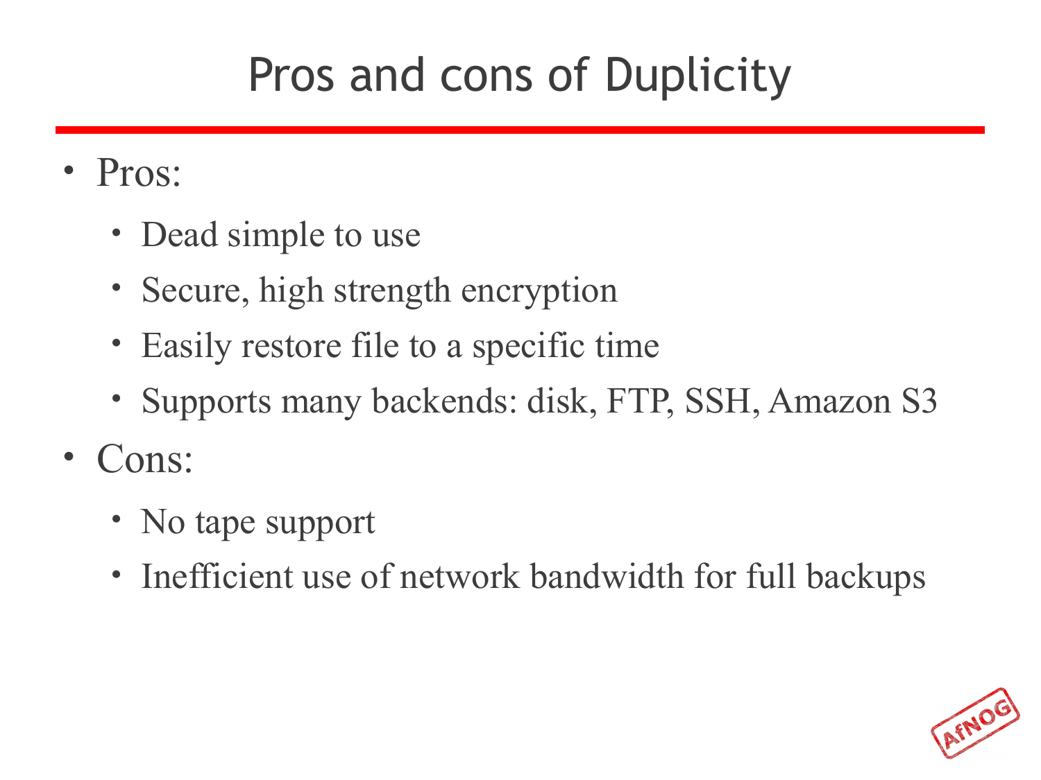# Pros and cons of Duplicity

- Pros:
  - Dead simple to use
  - Secure, high strength encryption
  - Easily restore file to a specific time
  - Supports many backends: disk, FTP, SSH, Amazon S3
- Cons:
  - No tape support
  - Inefficient use of network bandwidth for full backups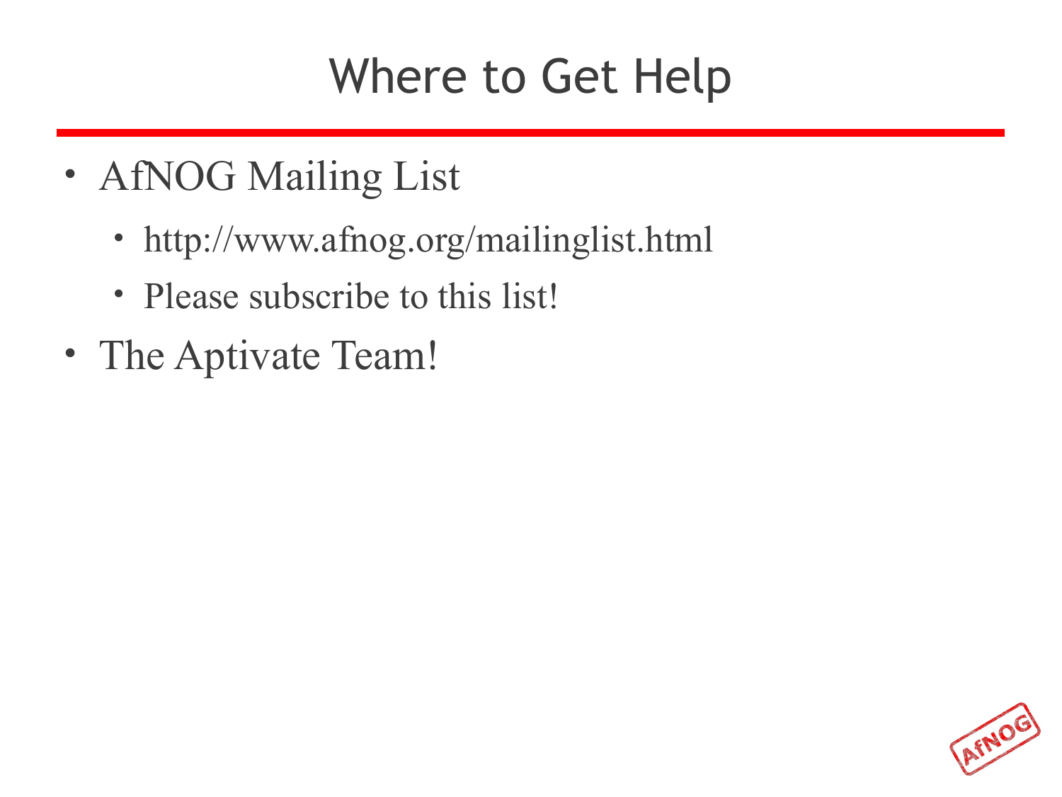# Where to Get Help

- AfNOG Mailing List
  - http://www.afnog.org/mailinglist.html
  - Please subscribe to this list!
- The Aptivate Team!